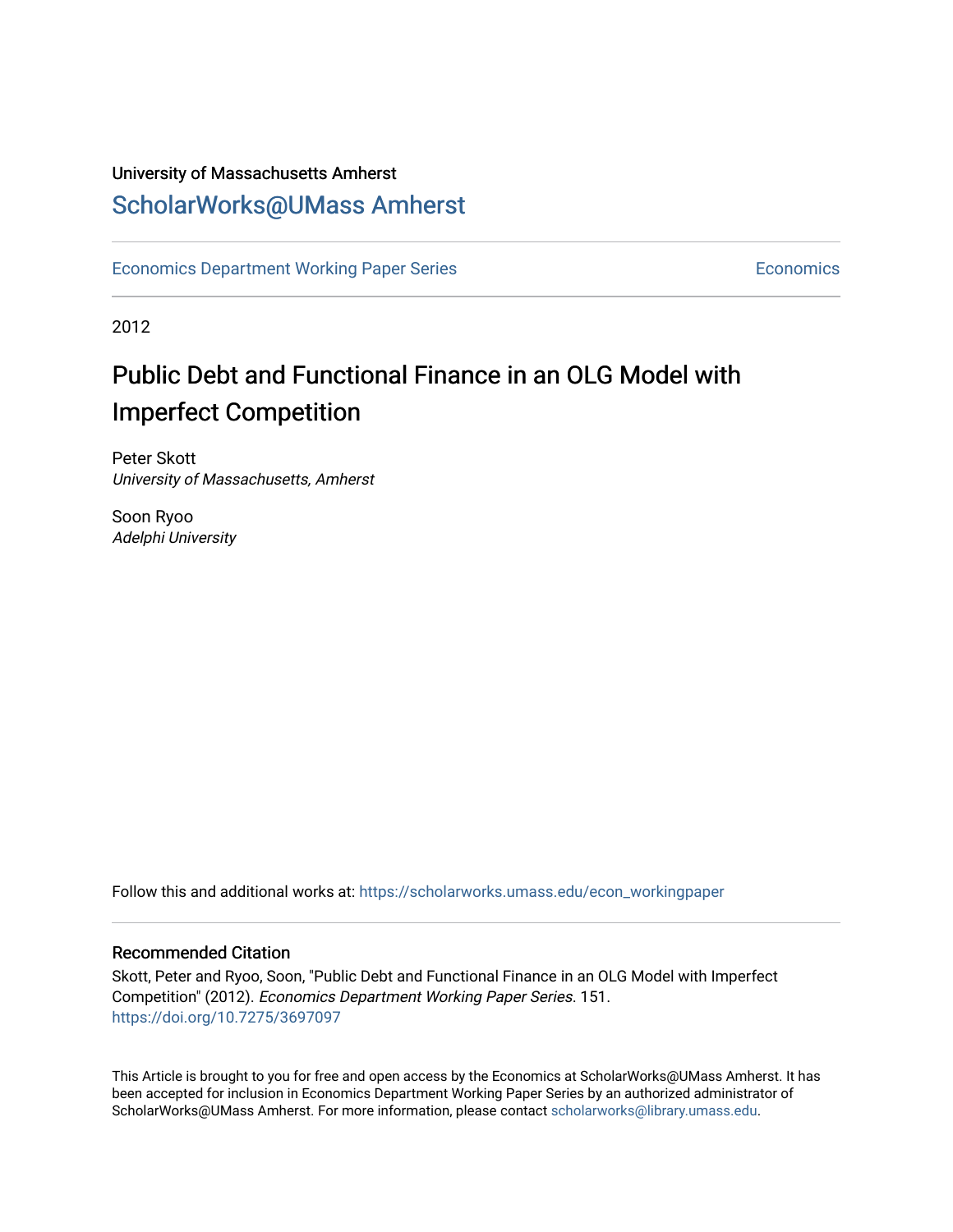University of Massachusetts Amherst

# ScholarWorks@UMass Amherst

Economics Department Working Paper Series | Economics

2012

## Public Debt and Functional Finance in an OLG Model with Imperfect Competition

Peter Skott
*University of Massachusetts, Amherst*

Soon Ryoo
*Adelphi University*

Follow this and additional works at: https://scholarworks.umass.edu/econ_workingpaper

### Recommended Citation

Skott, Peter and Ryoo, Soon, "Public Debt and Functional Finance in an OLG Model with Imperfect Competition" (2012). *Economics Department Working Paper Series*. 151.
https://doi.org/10.7275/3697097

This Article is brought to you for free and open access by the Economics at ScholarWorks@UMass Amherst. It has been accepted for inclusion in Economics Department Working Paper Series by an authorized administrator of ScholarWorks@UMass Amherst. For more information, please contact scholarworks@library.umass.edu.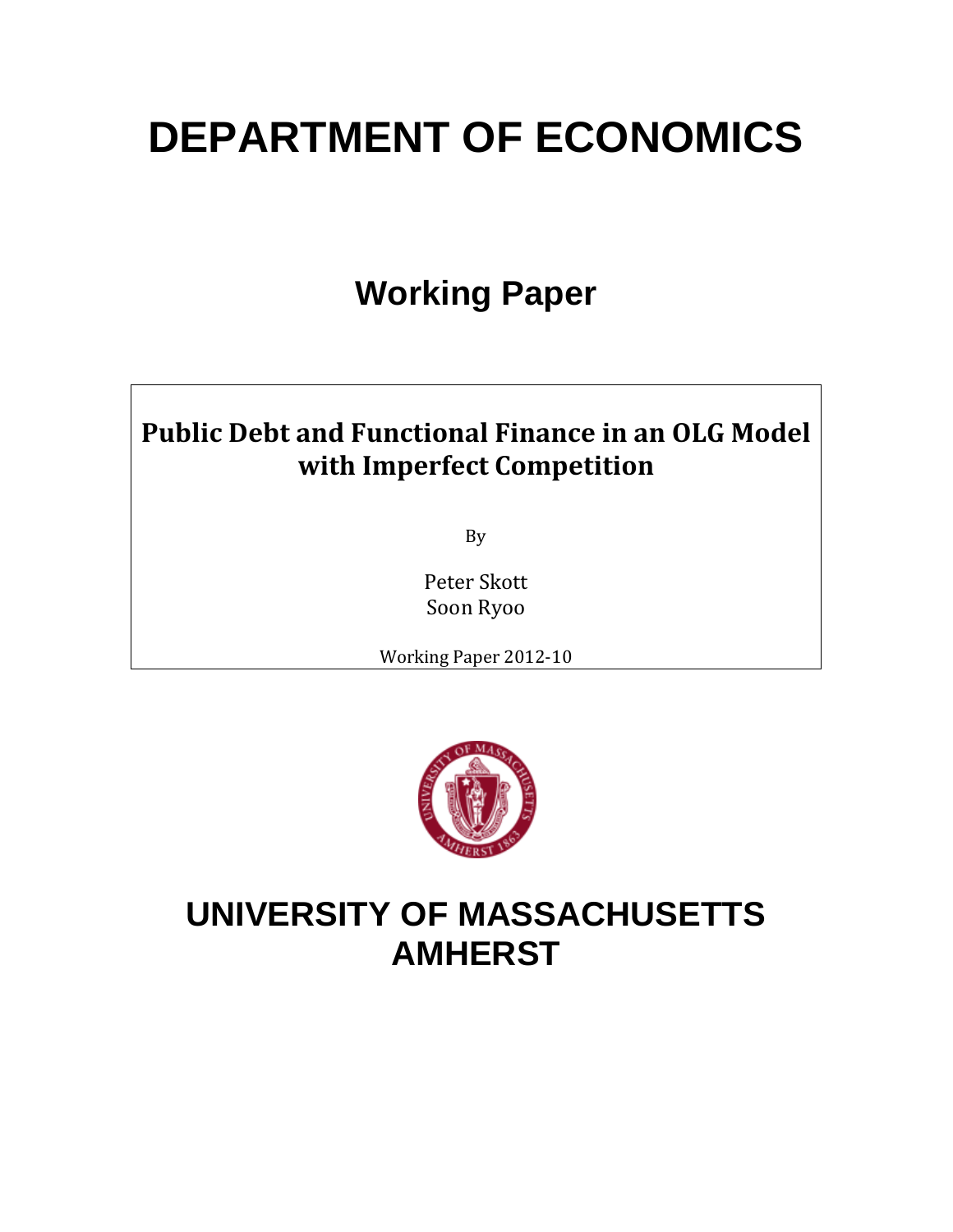# DEPARTMENT OF ECONOMICS

## Working Paper

**Public Debt and Functional Finance in an OLG Model with Imperfect Competition**

By

Peter Skott
Soon Ryoo

Working Paper 2012-10

# UNIVERSITY OF MASSACHUSETTS AMHERST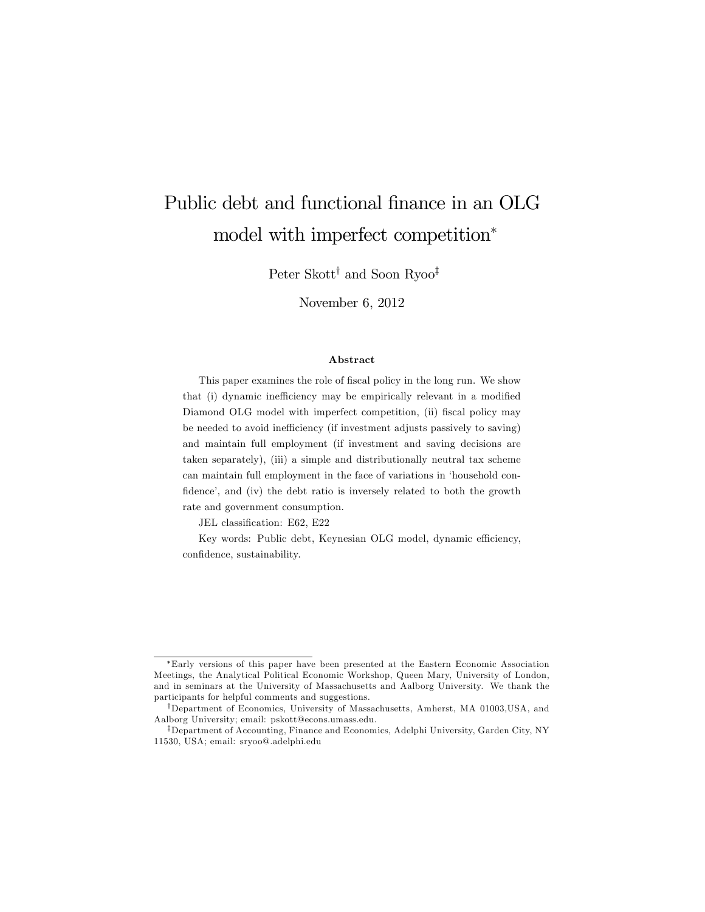# Public debt and functional finance in an OLG model with imperfect competition[*]

Peter Skott[†] and Soon Ryoo[‡]

November 6, 2012

### Abstract

This paper examines the role of fiscal policy in the long run. We show that (i) dynamic inefficiency may be empirically relevant in a modified Diamond OLG model with imperfect competition, (ii) fiscal policy may be needed to avoid inefficiency (if investment adjusts passively to saving) and maintain full employment (if investment and saving decisions are taken separately), (iii) a simple and distributionally neutral tax scheme can maintain full employment in the face of variations in 'household confidence', and (iv) the debt ratio is inversely related to both the growth rate and government consumption.

JEL classification: E62, E22

Key words: Public debt, Keynesian OLG model, dynamic efficiency, confidence, sustainability.

---

[*] Early versions of this paper have been presented at the Eastern Economic Association Meetings, the Analytical Political Economic Workshop, Queen Mary, University of London, and in seminars at the University of Massachusetts and Aalborg University. We thank the participants for helpful comments and suggestions.

[†] Department of Economics, University of Massachusetts, Amherst, MA 01003,USA, and Aalborg University; email: pskott@econs.umass.edu.

[‡] Department of Accounting, Finance and Economics, Adelphi University, Garden City, NY 11530, USA; email: sryoo@.adelphi.edu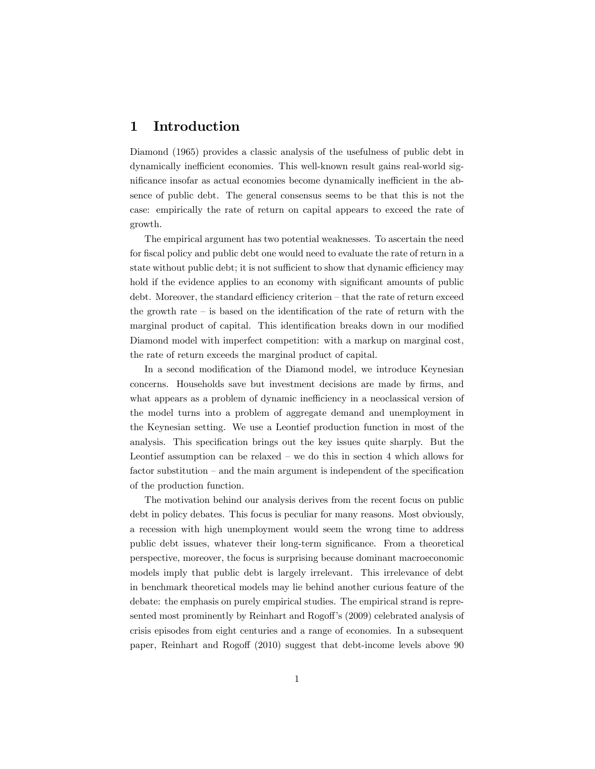# 1 Introduction

Diamond (1965) provides a classic analysis of the usefulness of public debt in dynamically inefficient economies. This well-known result gains real-world significance insofar as actual economies become dynamically inefficient in the absence of public debt. The general consensus seems to be that this is not the case: empirically the rate of return on capital appears to exceed the rate of growth.

The empirical argument has two potential weaknesses. To ascertain the need for fiscal policy and public debt one would need to evaluate the rate of return in a state without public debt; it is not sufficient to show that dynamic efficiency may hold if the evidence applies to an economy with significant amounts of public debt. Moreover, the standard efficiency criterion – that the rate of return exceed the growth rate – is based on the identification of the rate of return with the marginal product of capital. This identification breaks down in our modified Diamond model with imperfect competition: with a markup on marginal cost, the rate of return exceeds the marginal product of capital.

In a second modification of the Diamond model, we introduce Keynesian concerns. Households save but investment decisions are made by firms, and what appears as a problem of dynamic inefficiency in a neoclassical version of the model turns into a problem of aggregate demand and unemployment in the Keynesian setting. We use a Leontief production function in most of the analysis. This specification brings out the key issues quite sharply. But the Leontief assumption can be relaxed – we do this in section 4 which allows for factor substitution – and the main argument is independent of the specification of the production function.

The motivation behind our analysis derives from the recent focus on public debt in policy debates. This focus is peculiar for many reasons. Most obviously, a recession with high unemployment would seem the wrong time to address public debt issues, whatever their long-term significance. From a theoretical perspective, moreover, the focus is surprising because dominant macroeconomic models imply that public debt is largely irrelevant. This irrelevance of debt in benchmark theoretical models may lie behind another curious feature of the debate: the emphasis on purely empirical studies. The empirical strand is represented most prominently by Reinhart and Rogoff's (2009) celebrated analysis of crisis episodes from eight centuries and a range of economies. In a subsequent paper, Reinhart and Rogoff (2010) suggest that debt-income levels above 90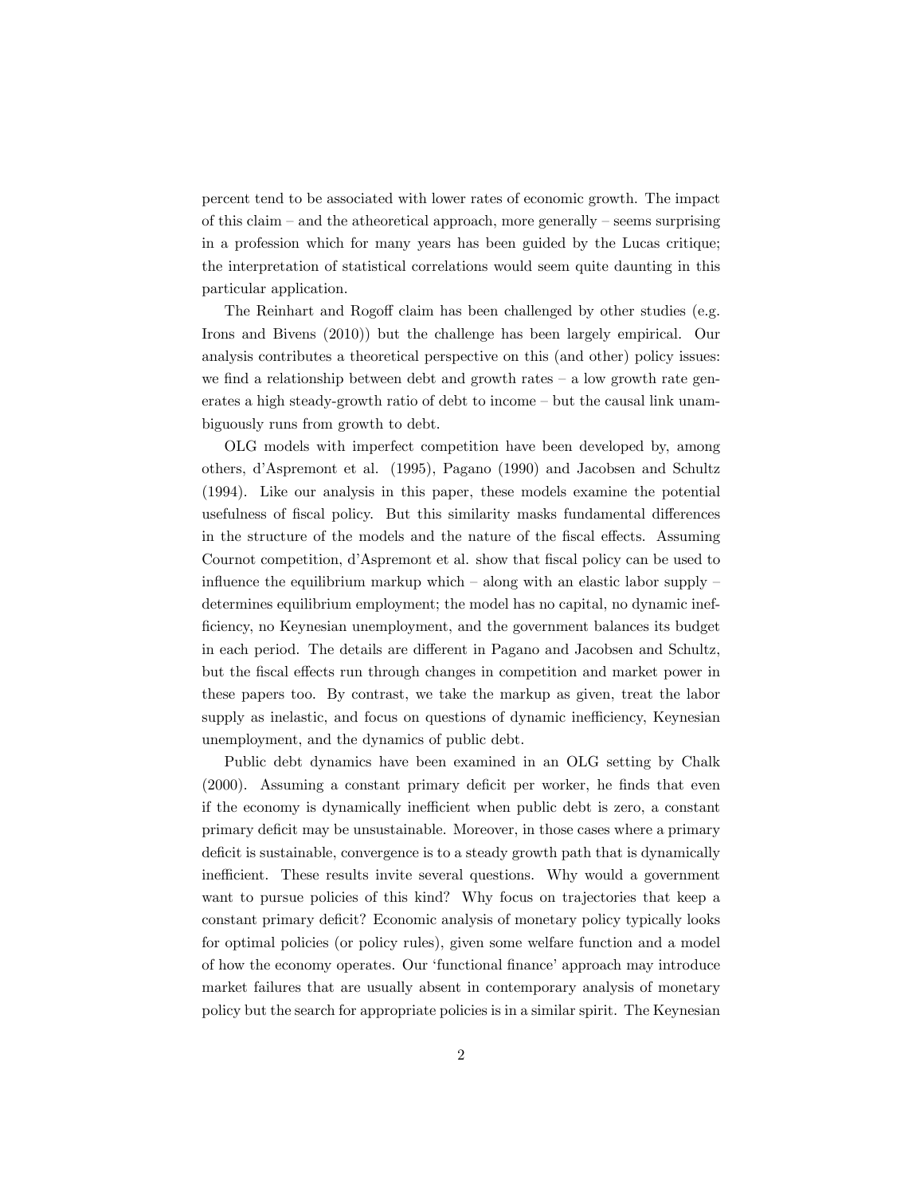percent tend to be associated with lower rates of economic growth. The impact of this claim – and the atheoretical approach, more generally – seems surprising in a profession which for many years has been guided by the Lucas critique; the interpretation of statistical correlations would seem quite daunting in this particular application.

The Reinhart and Rogoff claim has been challenged by other studies (e.g. Irons and Bivens (2010)) but the challenge has been largely empirical. Our analysis contributes a theoretical perspective on this (and other) policy issues: we find a relationship between debt and growth rates – a low growth rate generates a high steady-growth ratio of debt to income – but the causal link unambiguously runs from growth to debt.

OLG models with imperfect competition have been developed by, among others, d'Aspremont et al. (1995), Pagano (1990) and Jacobsen and Schultz (1994). Like our analysis in this paper, these models examine the potential usefulness of fiscal policy. But this similarity masks fundamental differences in the structure of the models and the nature of the fiscal effects. Assuming Cournot competition, d'Aspremont et al. show that fiscal policy can be used to influence the equilibrium markup which – along with an elastic labor supply – determines equilibrium employment; the model has no capital, no dynamic inefficiency, no Keynesian unemployment, and the government balances its budget in each period. The details are different in Pagano and Jacobsen and Schultz, but the fiscal effects run through changes in competition and market power in these papers too. By contrast, we take the markup as given, treat the labor supply as inelastic, and focus on questions of dynamic inefficiency, Keynesian unemployment, and the dynamics of public debt.

Public debt dynamics have been examined in an OLG setting by Chalk (2000). Assuming a constant primary deficit per worker, he finds that even if the economy is dynamically inefficient when public debt is zero, a constant primary deficit may be unsustainable. Moreover, in those cases where a primary deficit is sustainable, convergence is to a steady growth path that is dynamically inefficient. These results invite several questions. Why would a government want to pursue policies of this kind? Why focus on trajectories that keep a constant primary deficit? Economic analysis of monetary policy typically looks for optimal policies (or policy rules), given some welfare function and a model of how the economy operates. Our 'functional finance' approach may introduce market failures that are usually absent in contemporary analysis of monetary policy but the search for appropriate policies is in a similar spirit. The Keynesian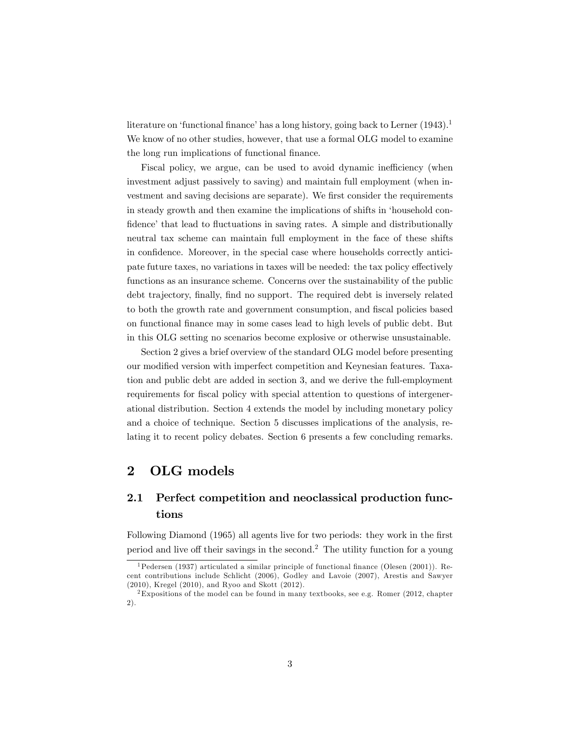literature on 'functional finance' has a long history, going back to Lerner (1943).[1] We know of no other studies, however, that use a formal OLG model to examine the long run implications of functional finance.

Fiscal policy, we argue, can be used to avoid dynamic inefficiency (when investment adjust passively to saving) and maintain full employment (when investment and saving decisions are separate). We first consider the requirements in steady growth and then examine the implications of shifts in 'household confidence' that lead to fluctuations in saving rates. A simple and distributionally neutral tax scheme can maintain full employment in the face of these shifts in confidence. Moreover, in the special case where households correctly anticipate future taxes, no variations in taxes will be needed: the tax policy effectively functions as an insurance scheme. Concerns over the sustainability of the public debt trajectory, finally, find no support. The required debt is inversely related to both the growth rate and government consumption, and fiscal policies based on functional finance may in some cases lead to high levels of public debt. But in this OLG setting no scenarios become explosive or otherwise unsustainable.

Section 2 gives a brief overview of the standard OLG model before presenting our modified version with imperfect competition and Keynesian features. Taxation and public debt are added in section 3, and we derive the full-employment requirements for fiscal policy with special attention to questions of intergenerational distribution. Section 4 extends the model by including monetary policy and a choice of technique. Section 5 discusses implications of the analysis, relating it to recent policy debates. Section 6 presents a few concluding remarks.

## 2 OLG models

### 2.1 Perfect competition and neoclassical production functions

Following Diamond (1965) all agents live for two periods: they work in the first period and live off their savings in the second.[2] The utility function for a young

[1] Pedersen (1937) articulated a similar principle of functional finance (Olesen (2001)). Recent contributions include Schlicht (2006), Godley and Lavoie (2007), Arestis and Sawyer (2010), Kregel (2010), and Ryoo and Skott (2012).

[2] Expositions of the model can be found in many textbooks, see e.g. Romer (2012, chapter 2).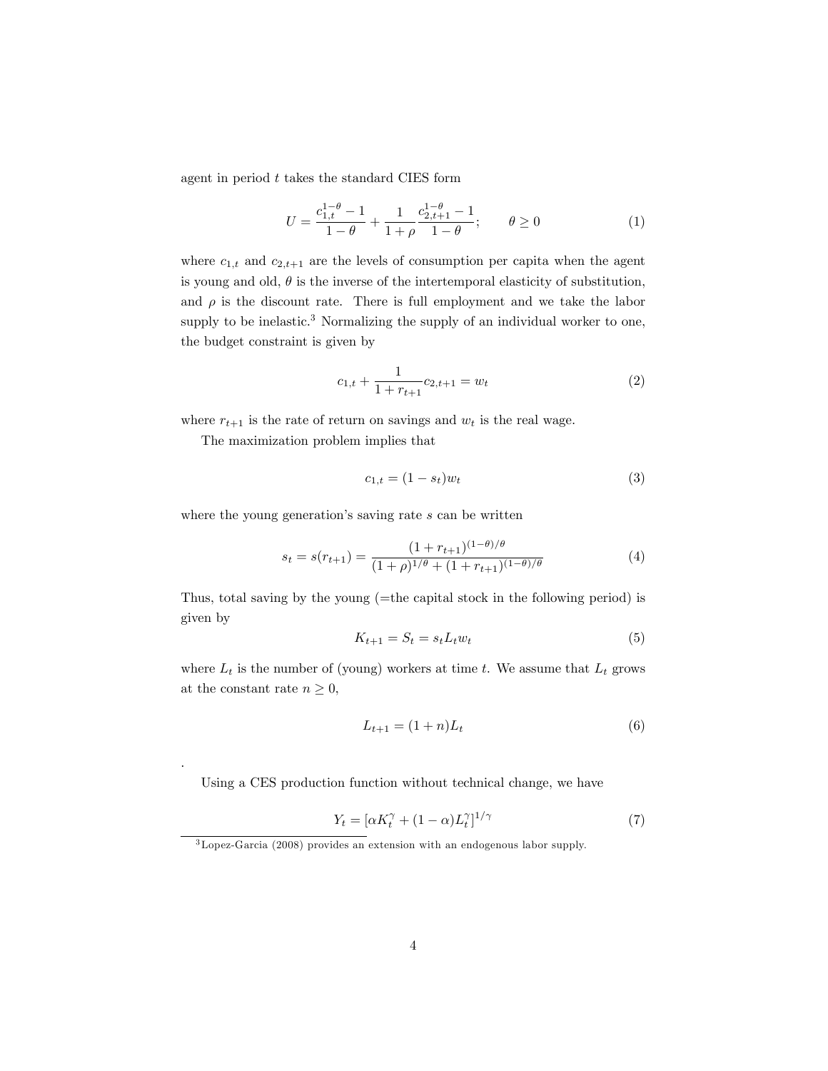agent in period $t$ takes the standard CIES form

$$U = \frac{c_{1,t}^{1-\theta} - 1}{1-\theta} + \frac{1}{1+\rho}\frac{c_{2,t+1}^{1-\theta} - 1}{1-\theta}; \qquad \theta \geq 0 \tag{1}$$

where $c_{1,t}$ and $c_{2,t+1}$ are the levels of consumption per capita when the agent is young and old, $\theta$ is the inverse of the intertemporal elasticity of substitution, and $\rho$ is the discount rate. There is full employment and we take the labor supply to be inelastic.[3] Normalizing the supply of an individual worker to one, the budget constraint is given by

$$c_{1,t} + \frac{1}{1+r_{t+1}}c_{2,t+1} = w_t \tag{2}$$

where $r_{t+1}$ is the rate of return on savings and $w_t$ is the real wage.

The maximization problem implies that

$$c_{1,t} = (1 - s_t)w_t \tag{3}$$

where the young generation's saving rate $s$ can be written

$$s_t = s(r_{t+1}) = \frac{(1+r_{t+1})^{(1-\theta)/\theta}}{(1+\rho)^{1/\theta} + (1+r_{t+1})^{(1-\theta)/\theta}} \tag{4}$$

Thus, total saving by the young (=the capital stock in the following period) is given by

$$K_{t+1} = S_t = s_t L_t w_t \tag{5}$$

where $L_t$ is the number of (young) workers at time $t$. We assume that $L_t$ grows at the constant rate $n \geq 0$,

$$L_{t+1} = (1+n)L_t \tag{6}$$

.

Using a CES production function without technical change, we have

$$Y_t = [\alpha K_t^{\gamma} + (1-\alpha)L_t^{\gamma}]^{1/\gamma} \tag{7}$$

[3] Lopez-Garcia (2008) provides an extension with an endogenous labor supply.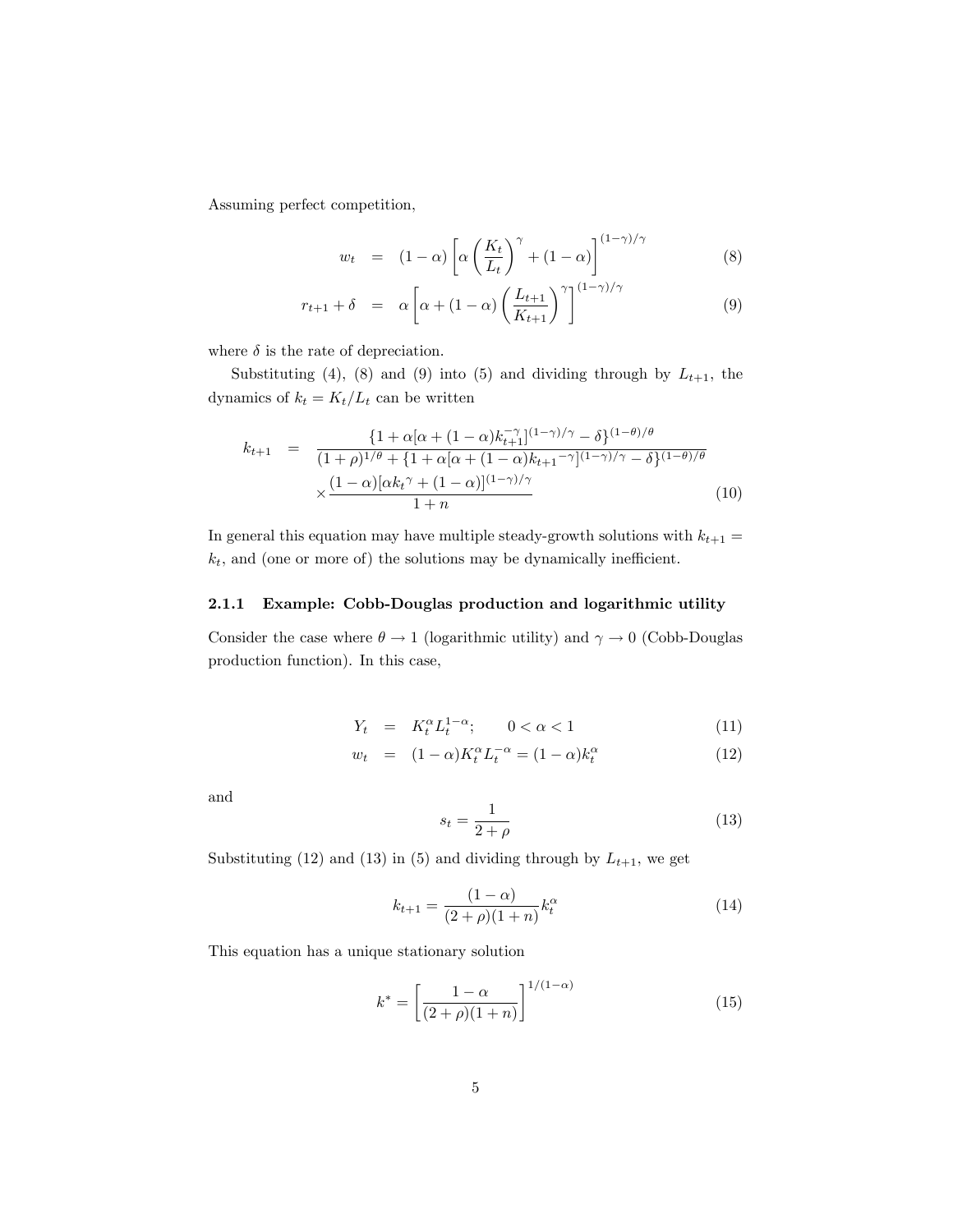Assuming perfect competition,

$$
\begin{aligned}
w_t &= (1-\alpha)\left[\alpha\left(\frac{K_t}{L_t}\right)^{\gamma} + (1-\alpha)\right]^{(1-\gamma)/\gamma} & (8)\\
r_{t+1} + \delta &= \alpha\left[\alpha + (1-\alpha)\left(\frac{L_{t+1}}{K_{t+1}}\right)^{\gamma}\right]^{(1-\gamma)/\gamma} & (9)
\end{aligned}
$$

where $\delta$ is the rate of depreciation.

Substituting (4), (8) and (9) into (5) and dividing through by $L_{t+1}$, the dynamics of $k_t = K_t/L_t$ can be written

$$
\begin{aligned}
k_{t+1} &= \frac{\{1+\alpha[\alpha+(1-\alpha)k_{t+1}^{-\gamma}]^{(1-\gamma)/\gamma} - \delta\}^{(1-\theta)/\theta}}{(1+\rho)^{1/\theta} + \{1+\alpha[\alpha+(1-\alpha)k_{t+1}{}^{-\gamma}]^{(1-\gamma)/\gamma} - \delta\}^{(1-\theta)/\theta}} \\
&\quad \times \frac{(1-\alpha)[\alpha k_t{}^{\gamma} + (1-\alpha)]^{(1-\gamma)/\gamma}}{1+n} \qquad (10)
\end{aligned}
$$

In general this equation may have multiple steady-growth solutions with $k_{t+1} = k_t$, and (one or more of) the solutions may be dynamically inefficient.

#### 2.1.1 Example: Cobb-Douglas production and logarithmic utility

Consider the case where $\theta \to 1$ (logarithmic utility) and $\gamma \to 0$ (Cobb-Douglas production function). In this case,

$$
\begin{aligned}
Y_t &= K_t^{\alpha} L_t^{1-\alpha}; \qquad 0 < \alpha < 1 & (11)\\
w_t &= (1-\alpha)K_t^{\alpha} L_t^{-\alpha} = (1-\alpha)k_t^{\alpha} & (12)
\end{aligned}
$$

and

$$
s_t = \frac{1}{2+\rho} \tag{13}
$$

Substituting (12) and (13) in (5) and dividing through by $L_{t+1}$, we get

$$
k_{t+1} = \frac{(1-\alpha)}{(2+\rho)(1+n)} k_t^{\alpha} \tag{14}
$$

This equation has a unique stationary solution

$$
k^* = \left[\frac{1-\alpha}{(2+\rho)(1+n)}\right]^{1/(1-\alpha)} \tag{15}
$$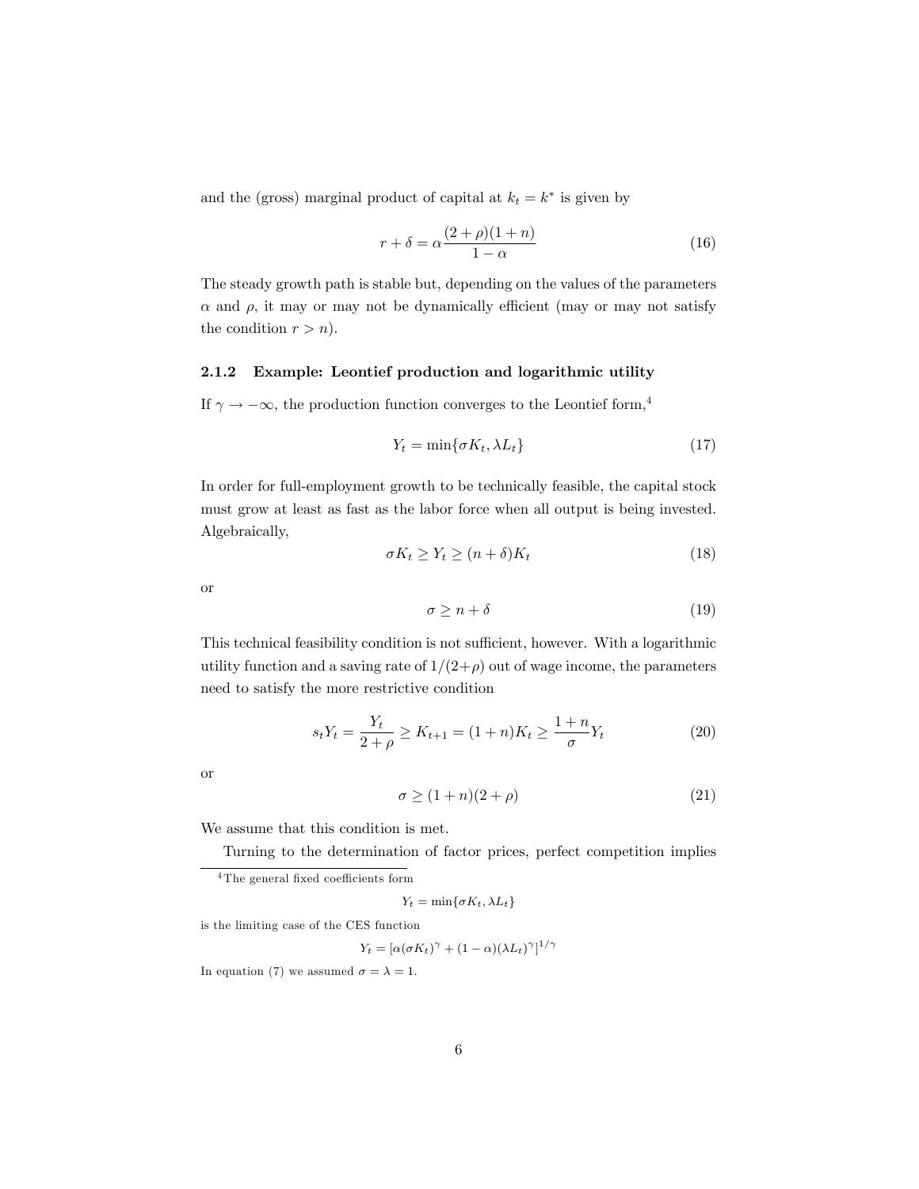and the (gross) marginal product of capital at $k_t = k^*$ is given by

$$r + \delta = \alpha \frac{(2+\rho)(1+n)}{1-\alpha} \tag{16}$$

The steady growth path is stable but, depending on the values of the parameters $\alpha$ and $\rho$, it may or may not be dynamically efficient (may or may not satisfy the condition $r > n$).

### 2.1.2 Example: Leontief production and logarithmic utility

If $\gamma \to -\infty$, the production function converges to the Leontief form,[4]

$$Y_t = \min\{\sigma K_t, \lambda L_t\} \tag{17}$$

In order for full-employment growth to be technically feasible, the capital stock must grow at least as fast as the labor force when all output is being invested. Algebraically,

$$\sigma K_t \geq Y_t \geq (n+\delta) K_t \tag{18}$$

or

$$\sigma \geq n + \delta \tag{19}$$

This technical feasibility condition is not sufficient, however. With a logarithmic utility function and a saving rate of $1/(2+\rho)$ out of wage income, the parameters need to satisfy the more restrictive condition

$$s_t Y_t = \frac{Y_t}{2+\rho} \geq K_{t+1} = (1+n) K_t \geq \frac{1+n}{\sigma} Y_t \tag{20}$$

or

$$\sigma \geq (1+n)(2+\rho) \tag{21}$$

We assume that this condition is met.

Turning to the determination of factor prices, perfect competition implies

[4] The general fixed coefficients form

$$Y_t = \min\{\sigma K_t, \lambda L_t\}$$

is the limiting case of the CES function

$$Y_t = [\alpha(\sigma K_t)^\gamma + (1-\alpha)(\lambda L_t)^\gamma]^{1/\gamma}$$

In equation (7) we assumed $\sigma = \lambda = 1$.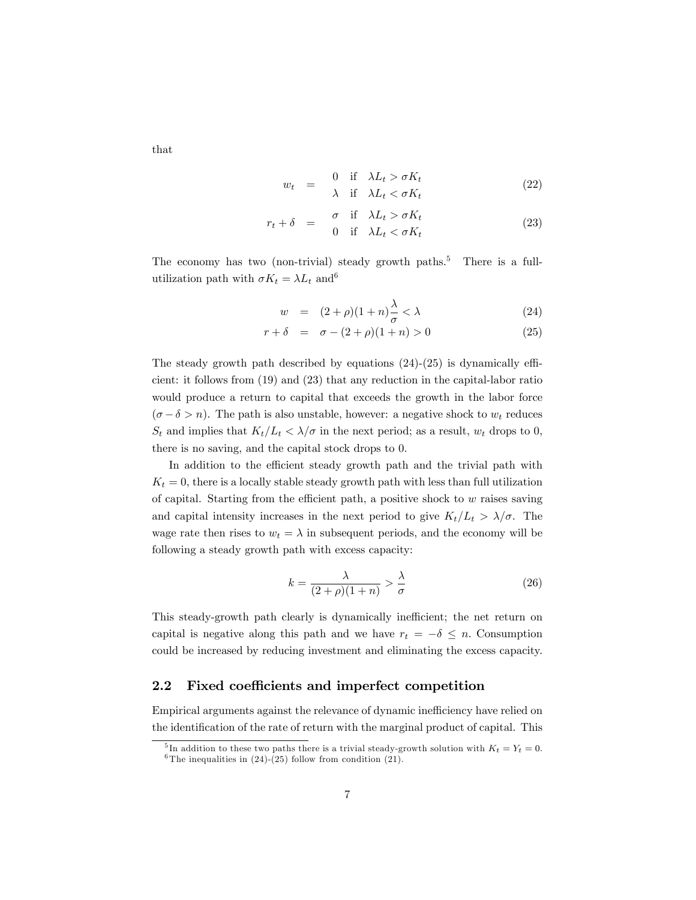that

$$
w_t = \begin{cases} 0 & \text{if} \quad \lambda L_t > \sigma K_t \\ \lambda & \text{if} \quad \lambda L_t < \sigma K_t \end{cases} \tag{22}
$$

$$
r_t + \delta = \begin{cases} \sigma & \text{if} \quad \lambda L_t > \sigma K_t \\ 0 & \text{if} \quad \lambda L_t < \sigma K_t \end{cases} \tag{23}
$$

The economy has two (non-trivial) steady growth paths.[5] There is a full-utilization path with $\sigma K_t = \lambda L_t$ and[6]

$$
w = (2+\rho)(1+n)\frac{\lambda}{\sigma} < \lambda \tag{24}
$$

$$
r + \delta = \sigma - (2+\rho)(1+n) > 0 \tag{25}
$$

The steady growth path described by equations (24)-(25) is dynamically efficient: it follows from (19) and (23) that any reduction in the capital-labor ratio would produce a return to capital that exceeds the growth in the labor force ($\sigma - \delta > n$). The path is also unstable, however: a negative shock to $w_t$ reduces $S_t$ and implies that $K_t/L_t < \lambda/\sigma$ in the next period; as a result, $w_t$ drops to 0, there is no saving, and the capital stock drops to 0.

In addition to the efficient steady growth path and the trivial path with $K_t = 0$, there is a locally stable steady growth path with less than full utilization of capital. Starting from the efficient path, a positive shock to $w$ raises saving and capital intensity increases in the next period to give $K_t/L_t > \lambda/\sigma$. The wage rate then rises to $w_t = \lambda$ in subsequent periods, and the economy will be following a steady growth path with excess capacity:

$$
k = \frac{\lambda}{(2+\rho)(1+n)} > \frac{\lambda}{\sigma} \tag{26}
$$

This steady-growth path clearly is dynamically inefficient; the net return on capital is negative along this path and we have $r_t = -\delta \leq n$. Consumption could be increased by reducing investment and eliminating the excess capacity.

## 2.2 Fixed coefficients and imperfect competition

Empirical arguments against the relevance of dynamic inefficiency have relied on the identification of the rate of return with the marginal product of capital. This

[5] In addition to these two paths there is a trivial steady-growth solution with $K_t = Y_t = 0$.

[6] The inequalities in (24)-(25) follow from condition (21).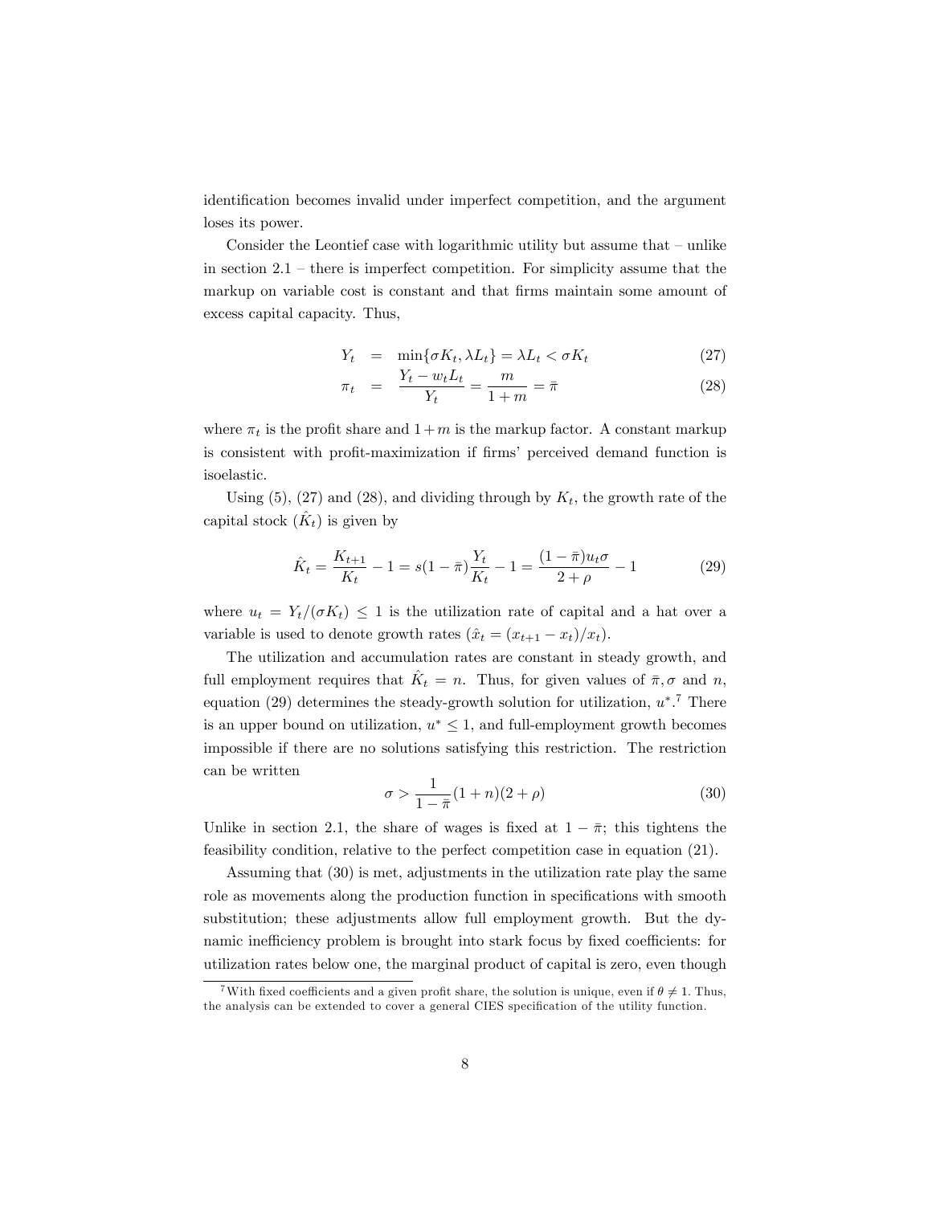identification becomes invalid under imperfect competition, and the argument loses its power.

Consider the Leontief case with logarithmic utility but assume that – unlike in section 2.1 – there is imperfect competition. For simplicity assume that the markup on variable cost is constant and that firms maintain some amount of excess capital capacity. Thus,

$$Y_t = \min\{\sigma K_t, \lambda L_t\} = \lambda L_t < \sigma K_t \tag{27}$$

$$\pi_t = \frac{Y_t - w_t L_t}{Y_t} = \frac{m}{1+m} = \bar{\pi} \tag{28}$$

where $\pi_t$ is the profit share and $1+m$ is the markup factor. A constant markup is consistent with profit-maximization if firms' perceived demand function is isoelastic.

Using (5), (27) and (28), and dividing through by $K_t$, the growth rate of the capital stock ($\hat{K}_t$) is given by

$$\hat{K}_t = \frac{K_{t+1}}{K_t} - 1 = s(1-\bar{\pi})\frac{Y_t}{K_t} - 1 = \frac{(1-\bar{\pi})u_t\sigma}{2+\rho} - 1 \tag{29}$$

where $u_t = Y_t/(\sigma K_t) \leq 1$ is the utilization rate of capital and a hat over a variable is used to denote growth rates ($\hat{x}_t = (x_{t+1} - x_t)/x_t$).

The utilization and accumulation rates are constant in steady growth, and full employment requires that $\hat{K}_t = n$. Thus, for given values of $\bar{\pi}, \sigma$ and $n$, equation (29) determines the steady-growth solution for utilization, $u^*$.[7] There is an upper bound on utilization, $u^* \leq 1$, and full-employment growth becomes impossible if there are no solutions satisfying this restriction. The restriction can be written

$$\sigma > \frac{1}{1-\bar{\pi}}(1+n)(2+\rho) \tag{30}$$

Unlike in section 2.1, the share of wages is fixed at $1-\bar{\pi}$; this tightens the feasibility condition, relative to the perfect competition case in equation (21).

Assuming that (30) is met, adjustments in the utilization rate play the same role as movements along the production function in specifications with smooth substitution; these adjustments allow full employment growth. But the dynamic inefficiency problem is brought into stark focus by fixed coefficients: for utilization rates below one, the marginal product of capital is zero, even though

[7] With fixed coefficients and a given profit share, the solution is unique, even if $\theta \neq 1$. Thus, the analysis can be extended to cover a general CIES specification of the utility function.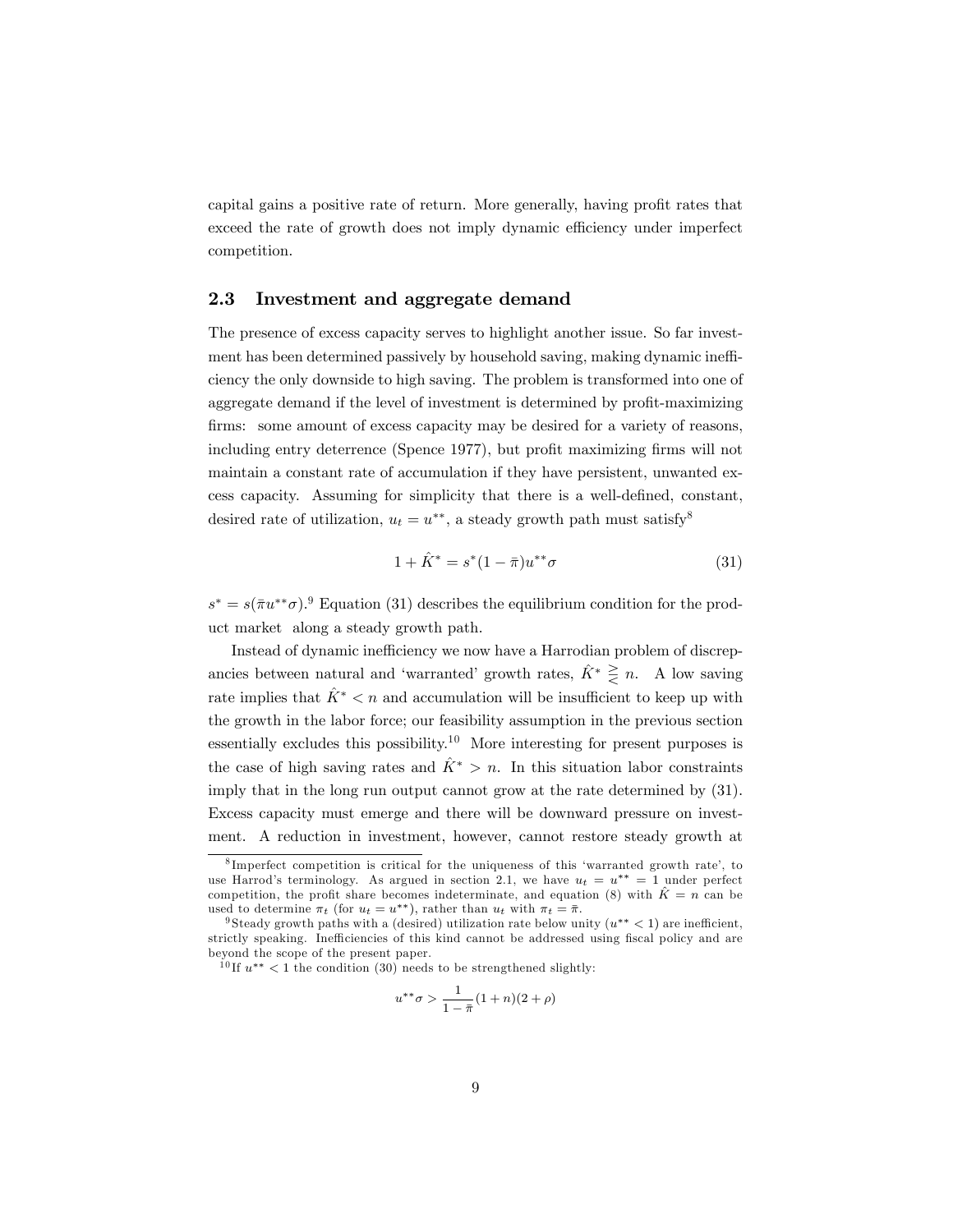capital gains a positive rate of return. More generally, having profit rates that exceed the rate of growth does not imply dynamic efficiency under imperfect competition.

## 2.3 Investment and aggregate demand

The presence of excess capacity serves to highlight another issue. So far investment has been determined passively by household saving, making dynamic inefficiency the only downside to high saving. The problem is transformed into one of aggregate demand if the level of investment is determined by profit-maximizing firms: some amount of excess capacity may be desired for a variety of reasons, including entry deterrence (Spence 1977), but profit maximizing firms will not maintain a constant rate of accumulation if they have persistent, unwanted excess capacity. Assuming for simplicity that there is a well-defined, constant, desired rate of utilization, $u_t = u^{**}$, a steady growth path must satisfy[8]

$$1 + \hat{K}^* = s^*(1 - \bar{\pi})u^{**}\sigma \tag{31}$$

$s^* = s(\bar{\pi}u^{**}\sigma)$.[9] Equation (31) describes the equilibrium condition for the product market along a steady growth path.

Instead of dynamic inefficiency we now have a Harrodian problem of discrepancies between natural and 'warranted' growth rates, $\hat{K}^* \gtreqless n$. A low saving rate implies that $\hat{K}^* < n$ and accumulation will be insufficient to keep up with the growth in the labor force; our feasibility assumption in the previous section essentially excludes this possibility.[10] More interesting for present purposes is the case of high saving rates and $\hat{K}^* > n$. In this situation labor constraints imply that in the long run output cannot grow at the rate determined by (31). Excess capacity must emerge and there will be downward pressure on investment. A reduction in investment, however, cannot restore steady growth at

---

[8] Imperfect competition is critical for the uniqueness of this 'warranted growth rate', to use Harrod's terminology. As argued in section 2.1, we have $u_t = u^{**} = 1$ under perfect competition, the profit share becomes indeterminate, and equation (8) with $\hat{K} = n$ can be used to determine $\pi_t$ (for $u_t = u^{**}$), rather than $u_t$ with $\pi_t = \bar{\pi}$.

[9] Steady growth paths with a (desired) utilization rate below unity ($u^{**} < 1$) are inefficient, strictly speaking. Inefficiencies of this kind cannot be addressed using fiscal policy and are beyond the scope of the present paper.

[10] If $u^{**} < 1$ the condition (30) needs to be strengthened slightly:

$$u^{**}\sigma > \frac{1}{1 - \bar{\pi}}(1 + n)(2 + \rho)$$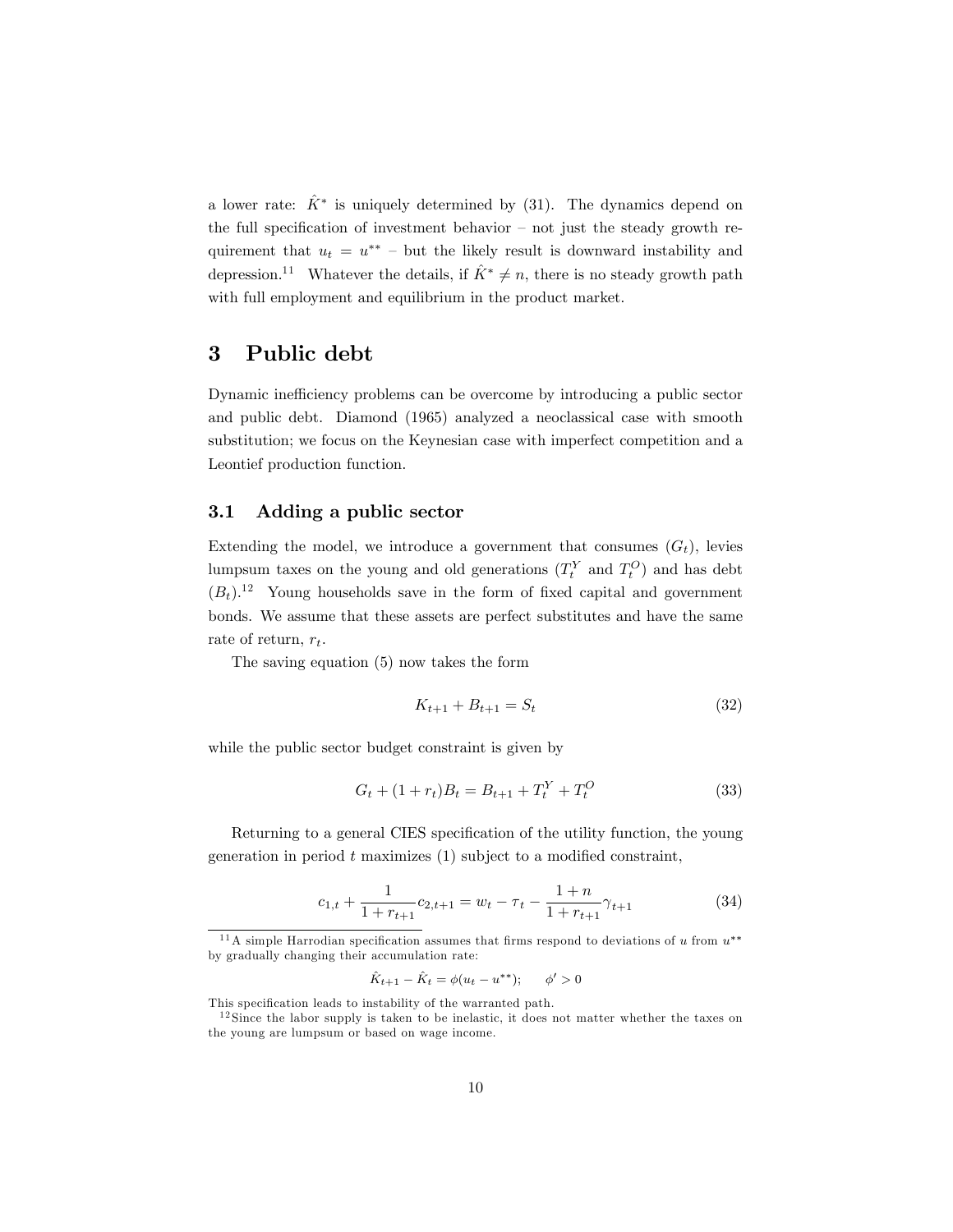a lower rate: $\hat{K}^*$ is uniquely determined by (31). The dynamics depend on the full specification of investment behavior – not just the steady growth requirement that $u_t = u^{**}$ – but the likely result is downward instability and depression.[11] Whatever the details, if $\hat{K}^* \neq n$, there is no steady growth path with full employment and equilibrium in the product market.

# 3 Public debt

Dynamic inefficiency problems can be overcome by introducing a public sector and public debt. Diamond (1965) analyzed a neoclassical case with smooth substitution; we focus on the Keynesian case with imperfect competition and a Leontief production function.

## 3.1 Adding a public sector

Extending the model, we introduce a government that consumes ($G_t$), levies lumpsum taxes on the young and old generations ($T_t^Y$ and $T_t^O$) and has debt ($B_t$).[12] Young households save in the form of fixed capital and government bonds. We assume that these assets are perfect substitutes and have the same rate of return, $r_t$.

The saving equation (5) now takes the form

$$K_{t+1} + B_{t+1} = S_t \tag{32}$$

while the public sector budget constraint is given by

$$G_t + (1 + r_t)B_t = B_{t+1} + T_t^Y + T_t^O \tag{33}$$

Returning to a general CIES specification of the utility function, the young generation in period $t$ maximizes (1) subject to a modified constraint,

$$c_{1,t} + \frac{1}{1 + r_{t+1}} c_{2,t+1} = w_t - \tau_t - \frac{1 + n}{1 + r_{t+1}} \gamma_{t+1} \tag{34}$$

[11] A simple Harrodian specification assumes that firms respond to deviations of $u$ from $u^{**}$ by gradually changing their accumulation rate:

$$\hat{K}_{t+1} - \hat{K}_t = \phi(u_t - u^{**}); \qquad \phi' > 0$$

This specification leads to instability of the warranted path.

[12] Since the labor supply is taken to be inelastic, it does not matter whether the taxes on the young are lumpsum or based on wage income.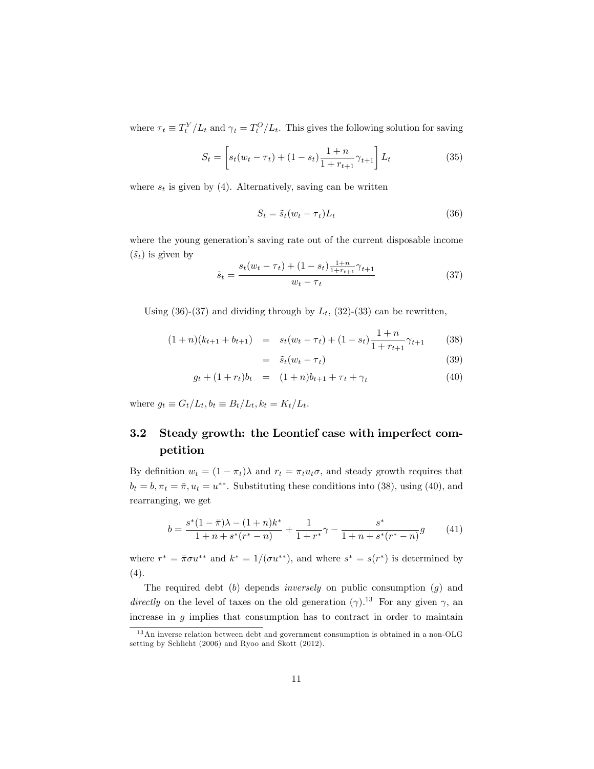where $\tau_t \equiv T_t^Y/L_t$ and $\gamma_t = T_t^O/L_t$. This gives the following solution for saving

$$S_t = \left[ s_t(w_t - \tau_t) + (1 - s_t)\frac{1+n}{1+r_{t+1}}\gamma_{t+1} \right] L_t \tag{35}$$

where $s_t$ is given by (4). Alternatively, saving can be written

$$S_t = \tilde{s}_t(w_t - \tau_t)L_t \tag{36}$$

where the young generation's saving rate out of the current disposable income ($\tilde{s}_t$) is given by

$$\tilde{s}_t = \frac{s_t(w_t - \tau_t) + (1 - s_t)\frac{1+n}{1+r_{t+1}}\gamma_{t+1}}{w_t - \tau_t} \tag{37}$$

Using (36)-(37) and dividing through by $L_t$, (32)-(33) can be rewritten,

$$(1+n)(k_{t+1} + b_{t+1}) = s_t(w_t - \tau_t) + (1 - s_t)\frac{1+n}{1+r_{t+1}}\gamma_{t+1} \tag{38}$$

$$= \tilde{s}_t(w_t - \tau_t) \tag{39}$$

$$g_t + (1 + r_t)b_t = (1+n)b_{t+1} + \tau_t + \gamma_t \tag{40}$$

where $g_t \equiv G_t/L_t, b_t \equiv B_t/L_t, k_t = K_t/L_t$.

### 3.2 Steady growth: the Leontief case with imperfect competition

By definition $w_t = (1 - \pi_t)\lambda$ and $r_t = \pi_t u_t \sigma$, and steady growth requires that $b_t = b, \pi_t = \bar{\pi}, u_t = u^{**}$. Substituting these conditions into (38), using (40), and rearranging, we get

$$b = \frac{s^*(1 - \bar{\pi})\lambda - (1+n)k^*}{1 + n + s^*(r^* - n)} + \frac{1}{1 + r^*}\gamma - \frac{s^*}{1 + n + s^*(r^* - n)}g \tag{41}$$

where $r^* = \bar{\pi}\sigma u^{**}$ and $k^* = 1/(\sigma u^{**})$, and where $s^* = s(r^*)$ is determined by (4).

The required debt ($b$) depends *inversely* on public consumption ($g$) and *directly* on the level of taxes on the old generation ($\gamma$).[13] For any given $\gamma$, an increase in $g$ implies that consumption has to contract in order to maintain

[13] An inverse relation between debt and government consumption is obtained in a non-OLG setting by Schlicht (2006) and Ryoo and Skott (2012).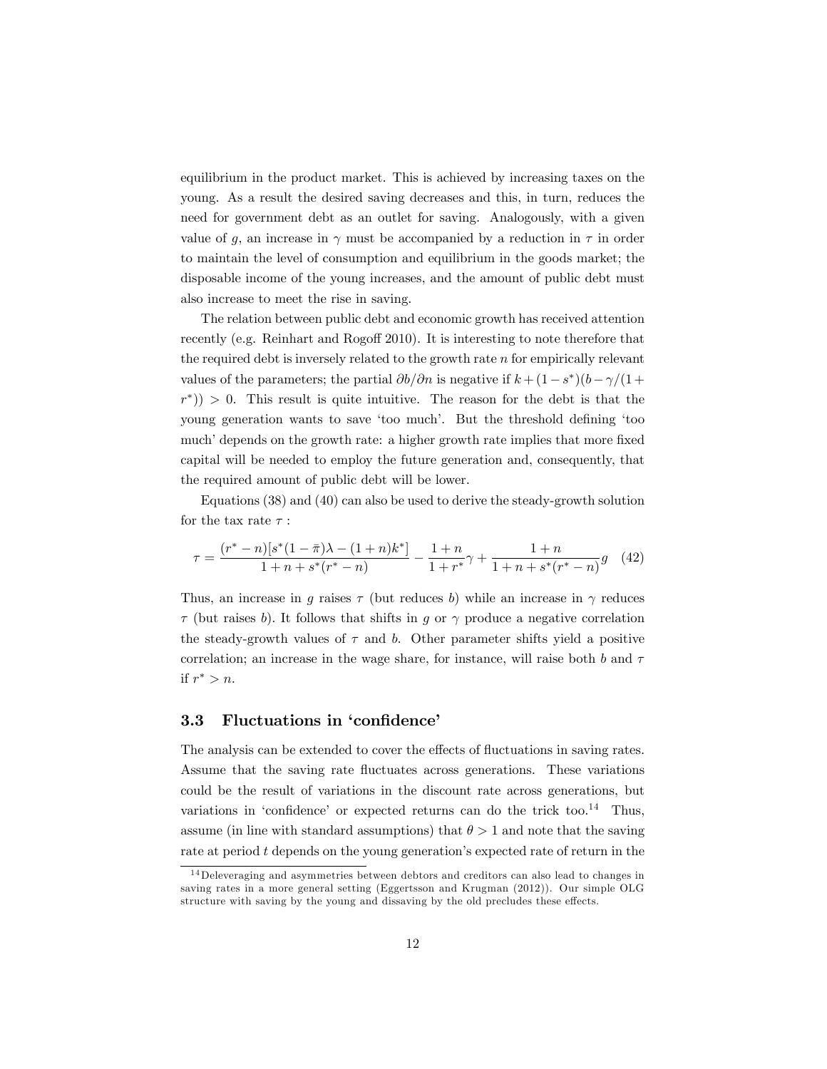equilibrium in the product market. This is achieved by increasing taxes on the young. As a result the desired saving decreases and this, in turn, reduces the need for government debt as an outlet for saving. Analogously, with a given value of $g$, an increase in $\gamma$ must be accompanied by a reduction in $\tau$ in order to maintain the level of consumption and equilibrium in the goods market; the disposable income of the young increases, and the amount of public debt must also increase to meet the rise in saving.

The relation between public debt and economic growth has received attention recently (e.g. Reinhart and Rogoff 2010). It is interesting to note therefore that the required debt is inversely related to the growth rate $n$ for empirically relevant values of the parameters; the partial $\partial b/\partial n$ is negative if $k + (1 - s^*)(b - \gamma/(1 + r^*)) > 0$. This result is quite intuitive. The reason for the debt is that the young generation wants to save 'too much'. But the threshold defining 'too much' depends on the growth rate: a higher growth rate implies that more fixed capital will be needed to employ the future generation and, consequently, that the required amount of public debt will be lower.

Equations (38) and (40) can also be used to derive the steady-growth solution for the tax rate $\tau$ :

$$\tau = \frac{(r^* - n)[s^*(1 - \bar{\pi})\lambda - (1 + n)k^*]}{1 + n + s^*(r^* - n)} - \frac{1 + n}{1 + r^*}\gamma + \frac{1 + n}{1 + n + s^*(r^* - n)}g \quad (42)$$

Thus, an increase in $g$ raises $\tau$ (but reduces $b$) while an increase in $\gamma$ reduces $\tau$ (but raises $b$). It follows that shifts in $g$ or $\gamma$ produce a negative correlation the steady-growth values of $\tau$ and $b$. Other parameter shifts yield a positive correlation; an increase in the wage share, for instance, will raise both $b$ and $\tau$ if $r^* > n$.

### 3.3 Fluctuations in 'confidence'

The analysis can be extended to cover the effects of fluctuations in saving rates. Assume that the saving rate fluctuates across generations. These variations could be the result of variations in the discount rate across generations, but variations in 'confidence' or expected returns can do the trick too.[14] Thus, assume (in line with standard assumptions) that $\theta > 1$ and note that the saving rate at period $t$ depends on the young generation's expected rate of return in the

[14] Deleveraging and asymmetries between debtors and creditors can also lead to changes in saving rates in a more general setting (Eggertsson and Krugman (2012)). Our simple OLG structure with saving by the young and dissaving by the old precludes these effects.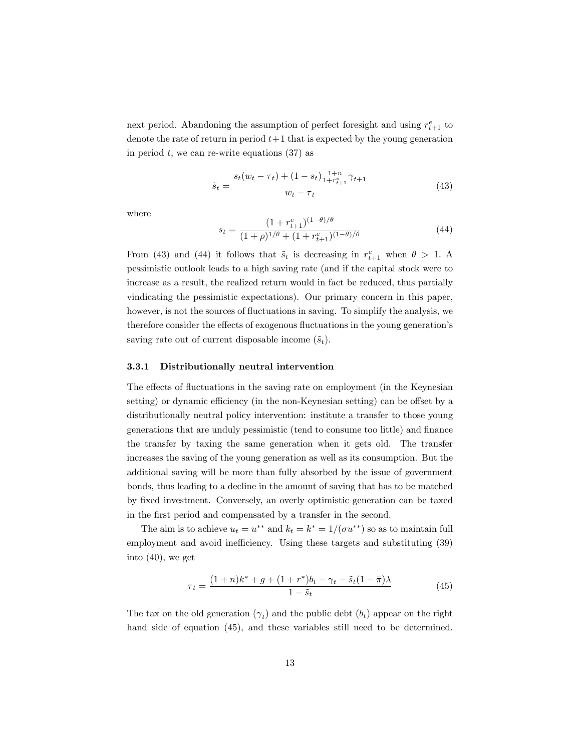next period. Abandoning the assumption of perfect foresight and using $r^e_{t+1}$ to denote the rate of return in period $t+1$ that is expected by the young generation in period $t$, we can re-write equations (37) as

$$\tilde{s}_t = \frac{s_t(w_t - \tau_t) + (1 - s_t)\frac{1+n}{1+r^e_{t+1}}\gamma_{t+1}}{w_t - \tau_t} \tag{43}$$

where

$$s_t = \frac{(1 + r^e_{t+1})^{(1-\theta)/\theta}}{(1+\rho)^{1/\theta} + (1 + r^e_{t+1})^{(1-\theta)/\theta}} \tag{44}$$

From (43) and (44) it follows that $\tilde{s}_t$ is decreasing in $r^e_{t+1}$ when $\theta > 1$. A pessimistic outlook leads to a high saving rate (and if the capital stock were to increase as a result, the realized return would in fact be reduced, thus partially vindicating the pessimistic expectations). Our primary concern in this paper, however, is not the sources of fluctuations in saving. To simplify the analysis, we therefore consider the effects of exogenous fluctuations in the young generation's saving rate out of current disposable income ($\tilde{s}_t$).

### 3.3.1 Distributionally neutral intervention

The effects of fluctuations in the saving rate on employment (in the Keynesian setting) or dynamic efficiency (in the non-Keynesian setting) can be offset by a distributionally neutral policy intervention: institute a transfer to those young generations that are unduly pessimistic (tend to consume too little) and finance the transfer by taxing the same generation when it gets old. The transfer increases the saving of the young generation as well as its consumption. But the additional saving will be more than fully absorbed by the issue of government bonds, thus leading to a decline in the amount of saving that has to be matched by fixed investment. Conversely, an overly optimistic generation can be taxed in the first period and compensated by a transfer in the second.

The aim is to achieve $u_t = u^{**}$ and $k_t = k^* = 1/(\sigma u^{**})$ so as to maintain full employment and avoid inefficiency. Using these targets and substituting (39) into (40), we get

$$\tau_t = \frac{(1+n)k^* + g + (1+r^*)b_t - \gamma_t - \tilde{s}_t(1-\bar{\pi})\lambda}{1 - \tilde{s}_t} \tag{45}$$

The tax on the old generation ($\gamma_t$) and the public debt ($b_t$) appear on the right hand side of equation (45), and these variables still need to be determined.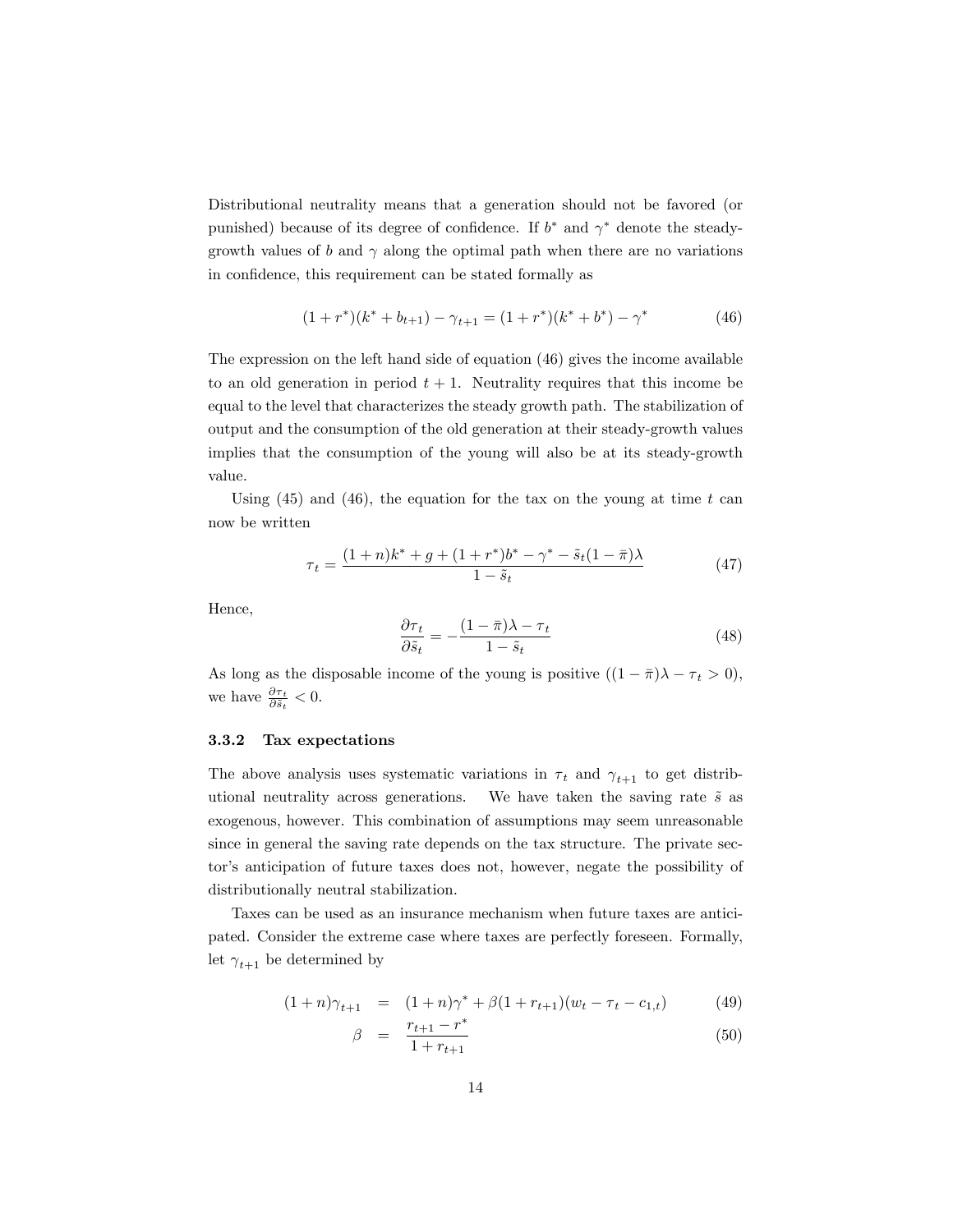Distributional neutrality means that a generation should not be favored (or punished) because of its degree of confidence. If $b^*$ and $\gamma^*$ denote the steady-growth values of $b$ and $\gamma$ along the optimal path when there are no variations in confidence, this requirement can be stated formally as

$$(1+r^*)(k^* + b_{t+1}) - \gamma_{t+1} = (1+r^*)(k^* + b^*) - \gamma^* \tag{46}$$

The expression on the left hand side of equation (46) gives the income available to an old generation in period $t+1$. Neutrality requires that this income be equal to the level that characterizes the steady growth path. The stabilization of output and the consumption of the old generation at their steady-growth values implies that the consumption of the young will also be at its steady-growth value.

Using (45) and (46), the equation for the tax on the young at time $t$ can now be written

$$\tau_t = \frac{(1+n)k^* + g + (1+r^*)b^* - \gamma^* - \tilde{s}_t(1-\bar{\pi})\lambda}{1-\tilde{s}_t} \tag{47}$$

Hence,

$$\frac{\partial \tau_t}{\partial \tilde{s}_t} = -\frac{(1-\bar{\pi})\lambda - \tau_t}{1-\tilde{s}_t} \tag{48}$$

As long as the disposable income of the young is positive ($(1-\bar{\pi})\lambda - \tau_t > 0$), we have $\frac{\partial \tau_t}{\partial \tilde{s}_t} < 0$.

### 3.3.2 Tax expectations

The above analysis uses systematic variations in $\tau_t$ and $\gamma_{t+1}$ to get distributional neutrality across generations. We have taken the saving rate $\tilde{s}$ as exogenous, however. This combination of assumptions may seem unreasonable since in general the saving rate depends on the tax structure. The private sector's anticipation of future taxes does not, however, negate the possibility of distributionally neutral stabilization.

Taxes can be used as an insurance mechanism when future taxes are anticipated. Consider the extreme case where taxes are perfectly foreseen. Formally, let $\gamma_{t+1}$ be determined by

$$(1+n)\gamma_{t+1} = (1+n)\gamma^* + \beta(1+r_{t+1})(w_t - \tau_t - c_{1,t}) \tag{49}$$

$$\beta = \frac{r_{t+1} - r^*}{1+r_{t+1}} \tag{50}$$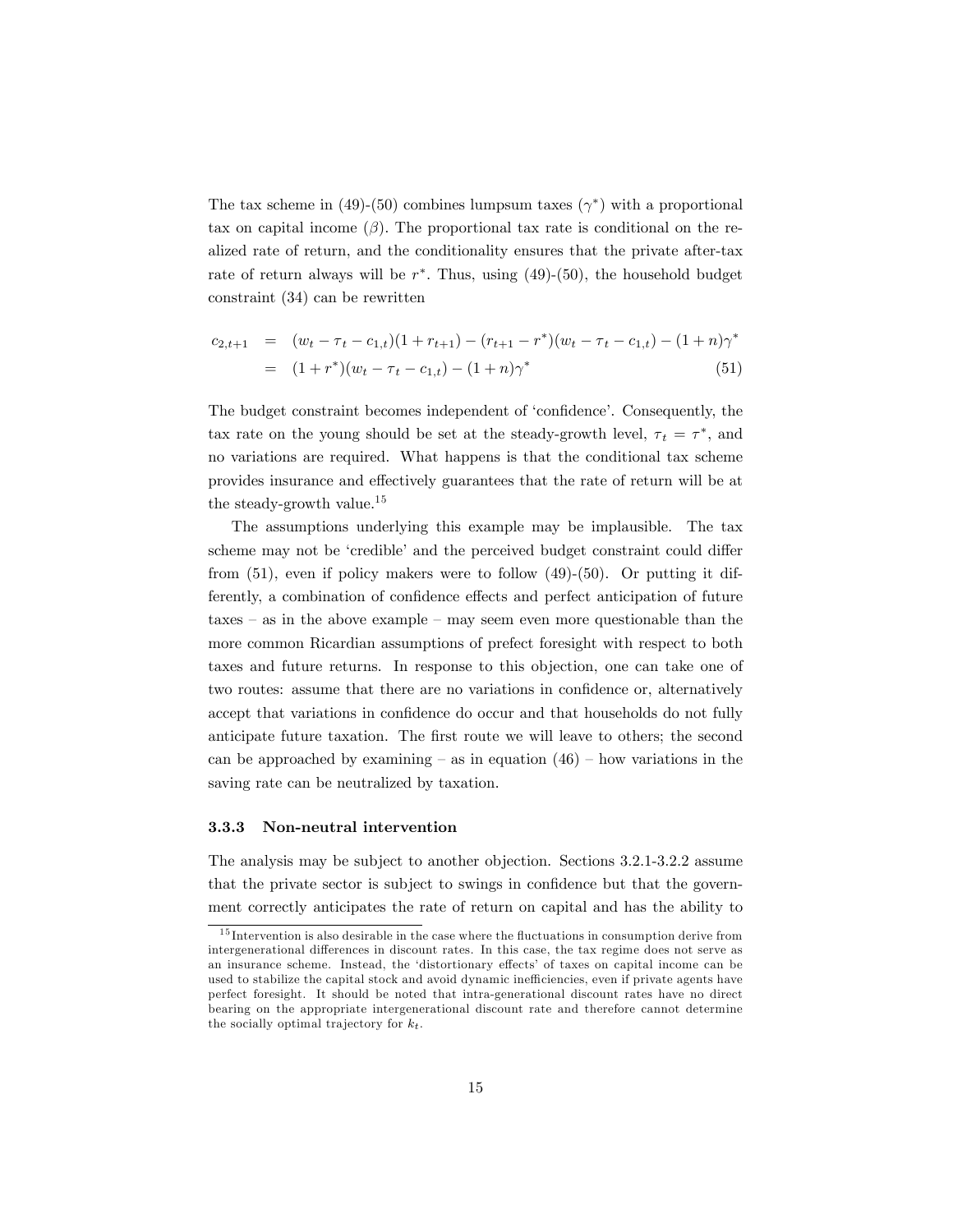The tax scheme in (49)-(50) combines lumpsum taxes ($\gamma^*$) with a proportional tax on capital income ($\beta$). The proportional tax rate is conditional on the realized rate of return, and the conditionality ensures that the private after-tax rate of return always will be $r^*$. Thus, using (49)-(50), the household budget constraint (34) can be rewritten

$$
\begin{aligned}
c_{2,t+1} &= (w_t - \tau_t - c_{1,t})(1 + r_{t+1}) - (r_{t+1} - r^*)(w_t - \tau_t - c_{1,t}) - (1+n)\gamma^* \\
&= (1 + r^*)(w_t - \tau_t - c_{1,t}) - (1+n)\gamma^* \qquad (51)
\end{aligned}
$$

The budget constraint becomes independent of 'confidence'. Consequently, the tax rate on the young should be set at the steady-growth level, $\tau_t = \tau^*$, and no variations are required. What happens is that the conditional tax scheme provides insurance and effectively guarantees that the rate of return will be at the steady-growth value.[15]

The assumptions underlying this example may be implausible. The tax scheme may not be 'credible' and the perceived budget constraint could differ from (51), even if policy makers were to follow (49)-(50). Or putting it differently, a combination of confidence effects and perfect anticipation of future taxes – as in the above example – may seem even more questionable than the more common Ricardian assumptions of prefect foresight with respect to both taxes and future returns. In response to this objection, one can take one of two routes: assume that there are no variations in confidence or, alternatively accept that variations in confidence do occur and that households do not fully anticipate future taxation. The first route we will leave to others; the second can be approached by examining – as in equation (46) – how variations in the saving rate can be neutralized by taxation.

### 3.3.3 Non-neutral intervention

The analysis may be subject to another objection. Sections 3.2.1-3.2.2 assume that the private sector is subject to swings in confidence but that the government correctly anticipates the rate of return on capital and has the ability to

[15] Intervention is also desirable in the case where the fluctuations in consumption derive from intergenerational differences in discount rates. In this case, the tax regime does not serve as an insurance scheme. Instead, the 'distortionary effects' of taxes on capital income can be used to stabilize the capital stock and avoid dynamic inefficiencies, even if private agents have perfect foresight. It should be noted that intra-generational discount rates have no direct bearing on the appropriate intergenerational discount rate and therefore cannot determine the socially optimal trajectory for $k_t$.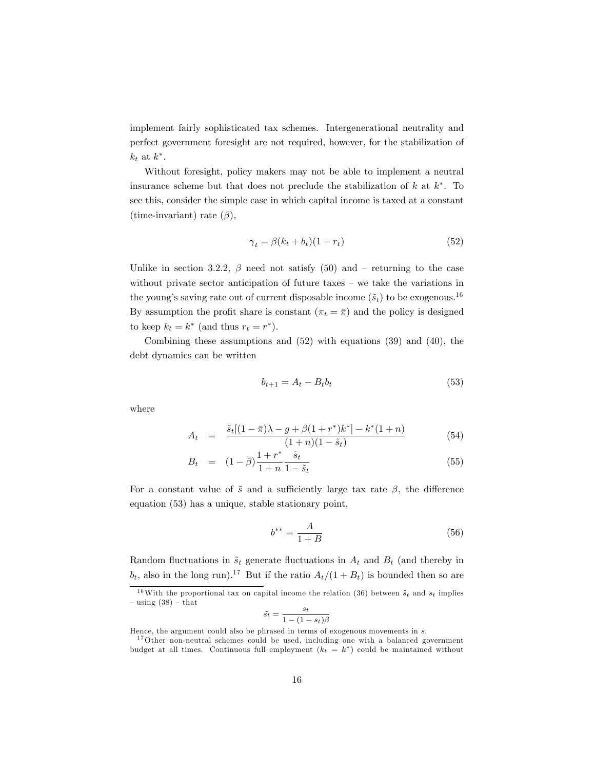implement fairly sophisticated tax schemes. Intergenerational neutrality and perfect government foresight are not required, however, for the stabilization of $k_t$ at $k^*$.

Without foresight, policy makers may not be able to implement a neutral insurance scheme but that does not preclude the stabilization of $k$ at $k^*$. To see this, consider the simple case in which capital income is taxed at a constant (time-invariant) rate ($\beta$),

$$\gamma_t = \beta(k_t + b_t)(1 + r_t) \tag{52}$$

Unlike in section 3.2.2, $\beta$ need not satisfy (50) and – returning to the case without private sector anticipation of future taxes – we take the variations in the young's saving rate out of current disposable income ($\tilde{s}_t$) to be exogenous.[16] By assumption the profit share is constant ($\pi_t = \bar{\pi}$) and the policy is designed to keep $k_t = k^*$ (and thus $r_t = r^*$).

Combining these assumptions and (52) with equations (39) and (40), the debt dynamics can be written

$$b_{t+1} = A_t - B_t b_t \tag{53}$$

where

$$A_t = \frac{\tilde{s}_t[(1 - \bar{\pi})\lambda - g + \beta(1 + r^*)k^*] - k^*(1 + n)}{(1 + n)(1 - \tilde{s}_t)} \tag{54}$$

$$B_t = (1 - \beta)\frac{1 + r^*}{1 + n}\frac{\tilde{s}_t}{1 - \tilde{s}_t} \tag{55}$$

For a constant value of $\tilde{s}$ and a sufficiently large tax rate $\beta$, the difference equation (53) has a unique, stable stationary point,

$$b^{**} = \frac{A}{1 + B} \tag{56}$$

Random fluctuations in $\tilde{s}_t$ generate fluctuations in $A_t$ and $B_t$ (and thereby in $b_t$, also in the long run).[17] But if the ratio $A_t/(1 + B_t)$ is bounded then so are

[16] With the proportional tax on capital income the relation (36) between $\tilde{s}_t$ and $s_t$ implies – using (38) – that

$$\tilde{s}_t = \frac{s_t}{1 - (1 - s_t)\beta}$$

Hence, the argument could also be phrased in terms of exogenous movements in $s$.

[17] Other non-neutral schemes could be used, including one with a balanced government budget at all times. Continuous full employment ($k_t = k^*$) could be maintained without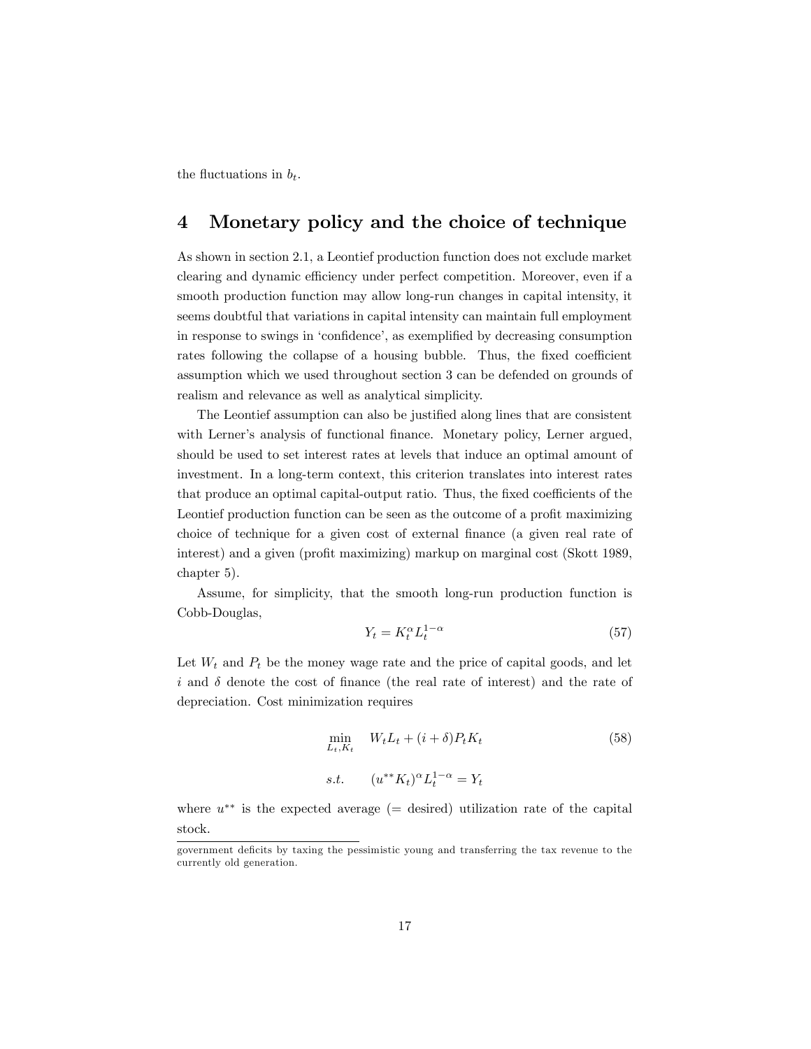the fluctuations in $b_t$.

# 4 Monetary policy and the choice of technique

As shown in section 2.1, a Leontief production function does not exclude market clearing and dynamic efficiency under perfect competition. Moreover, even if a smooth production function may allow long-run changes in capital intensity, it seems doubtful that variations in capital intensity can maintain full employment in response to swings in 'confidence', as exemplified by decreasing consumption rates following the collapse of a housing bubble. Thus, the fixed coefficient assumption which we used throughout section 3 can be defended on grounds of realism and relevance as well as analytical simplicity.

The Leontief assumption can also be justified along lines that are consistent with Lerner's analysis of functional finance. Monetary policy, Lerner argued, should be used to set interest rates at levels that induce an optimal amount of investment. In a long-term context, this criterion translates into interest rates that produce an optimal capital-output ratio. Thus, the fixed coefficients of the Leontief production function can be seen as the outcome of a profit maximizing choice of technique for a given cost of external finance (a given real rate of interest) and a given (profit maximizing) markup on marginal cost (Skott 1989, chapter 5).

Assume, for simplicity, that the smooth long-run production function is Cobb-Douglas,

$$Y_t = K_t^{\alpha} L_t^{1-\alpha} \tag{57}$$

Let $W_t$ and $P_t$ be the money wage rate and the price of capital goods, and let $i$ and $\delta$ denote the cost of finance (the real rate of interest) and the rate of depreciation. Cost minimization requires

$$\min_{L_t, K_t} \quad W_t L_t + (i+\delta) P_t K_t \tag{58}$$

$$s.t. \qquad (u^{**} K_t)^{\alpha} L_t^{1-\alpha} = Y_t$$

where $u^{**}$ is the expected average (= desired) utilization rate of the capital stock.

government deficits by taxing the pessimistic young and transferring the tax revenue to the currently old generation.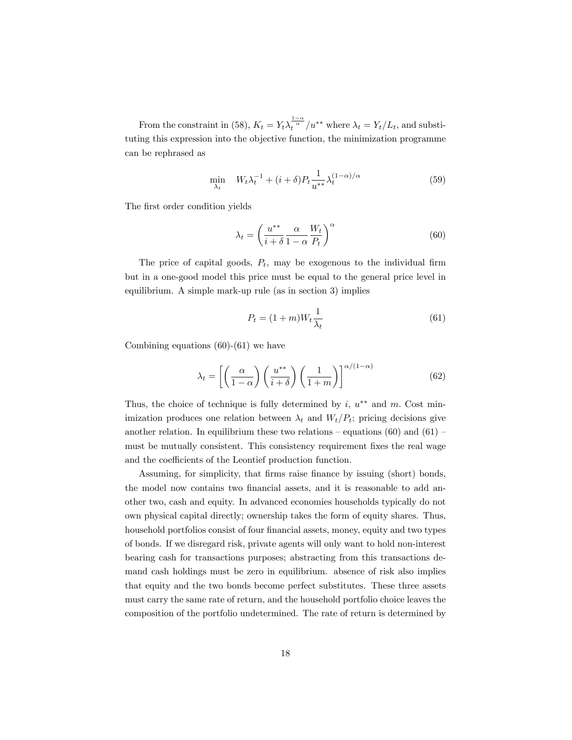From the constraint in (58), $K_t = Y_t \lambda_t^{\frac{1-\alpha}{\alpha}} / u^{**}$ where $\lambda_t = Y_t/L_t$, and substituting this expression into the objective function, the minimization programme can be rephrased as

$$\min_{\lambda_t} \quad W_t \lambda_t^{-1} + (i+\delta) P_t \frac{1}{u^{**}} \lambda_t^{(1-\alpha)/\alpha} \tag{59}$$

The first order condition yields

$$\lambda_t = \left( \frac{u^{**}}{i+\delta} \frac{\alpha}{1-\alpha} \frac{W_t}{P_t} \right)^{\alpha} \tag{60}$$

The price of capital goods, $P_t$, may be exogenous to the individual firm but in a one-good model this price must be equal to the general price level in equilibrium. A simple mark-up rule (as in section 3) implies

$$P_t = (1+m) W_t \frac{1}{\lambda_t} \tag{61}$$

Combining equations (60)-(61) we have

$$\lambda_t = \left[ \left( \frac{\alpha}{1-\alpha} \right) \left( \frac{u^{**}}{i+\delta} \right) \left( \frac{1}{1+m} \right) \right]^{\alpha/(1-\alpha)} \tag{62}$$

Thus, the choice of technique is fully determined by $i$, $u^{**}$ and $m$. Cost minimization produces one relation between $\lambda_t$ and $W_t/P_t$; pricing decisions give another relation. In equilibrium these two relations – equations (60) and (61) – must be mutually consistent. This consistency requirement fixes the real wage and the coefficients of the Leontief production function.

Assuming, for simplicity, that firms raise finance by issuing (short) bonds, the model now contains two financial assets, and it is reasonable to add another two, cash and equity. In advanced economies households typically do not own physical capital directly; ownership takes the form of equity shares. Thus, household portfolios consist of four financial assets, money, equity and two types of bonds. If we disregard risk, private agents will only want to hold non-interest bearing cash for transactions purposes; abstracting from this transactions demand cash holdings must be zero in equilibrium. absence of risk also implies that equity and the two bonds become perfect substitutes. These three assets must carry the same rate of return, and the household portfolio choice leaves the composition of the portfolio undetermined. The rate of return is determined by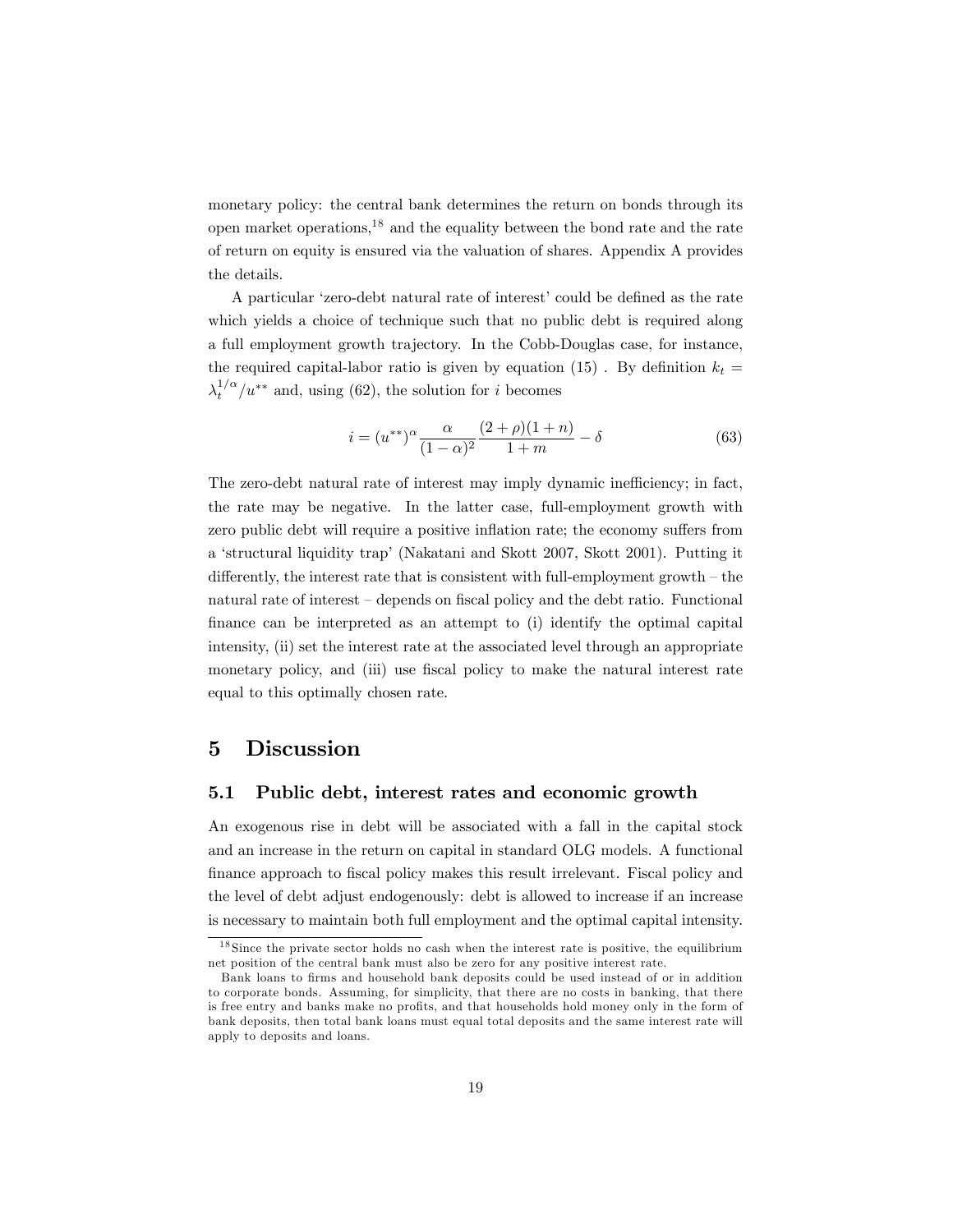monetary policy: the central bank determines the return on bonds through its open market operations,[18] and the equality between the bond rate and the rate of return on equity is ensured via the valuation of shares. Appendix A provides the details.

A particular 'zero-debt natural rate of interest' could be defined as the rate which yields a choice of technique such that no public debt is required along a full employment growth trajectory. In the Cobb-Douglas case, for instance, the required capital-labor ratio is given by equation (15) . By definition $k_t = \lambda_t^{1/\alpha}/u^{**}$ and, using (62), the solution for $i$ becomes

$$i = (u^{**})^{\alpha} \frac{\alpha}{(1-\alpha)^2} \frac{(2+\rho)(1+n)}{1+m} - \delta \tag{63}$$

The zero-debt natural rate of interest may imply dynamic inefficiency; in fact, the rate may be negative. In the latter case, full-employment growth with zero public debt will require a positive inflation rate; the economy suffers from a 'structural liquidity trap' (Nakatani and Skott 2007, Skott 2001). Putting it differently, the interest rate that is consistent with full-employment growth – the natural rate of interest – depends on fiscal policy and the debt ratio. Functional finance can be interpreted as an attempt to (i) identify the optimal capital intensity, (ii) set the interest rate at the associated level through an appropriate monetary policy, and (iii) use fiscal policy to make the natural interest rate equal to this optimally chosen rate.

# 5 Discussion

## 5.1 Public debt, interest rates and economic growth

An exogenous rise in debt will be associated with a fall in the capital stock and an increase in the return on capital in standard OLG models. A functional finance approach to fiscal policy makes this result irrelevant. Fiscal policy and the level of debt adjust endogenously: debt is allowed to increase if an increase is necessary to maintain both full employment and the optimal capital intensity.

[18] Since the private sector holds no cash when the interest rate is positive, the equilibrium net position of the central bank must also be zero for any positive interest rate.

Bank loans to firms and household bank deposits could be used instead of or in addition to corporate bonds. Assuming, for simplicity, that there are no costs in banking, that there is free entry and banks make no profits, and that households hold money only in the form of bank deposits, then total bank loans must equal total deposits and the same interest rate will apply to deposits and loans.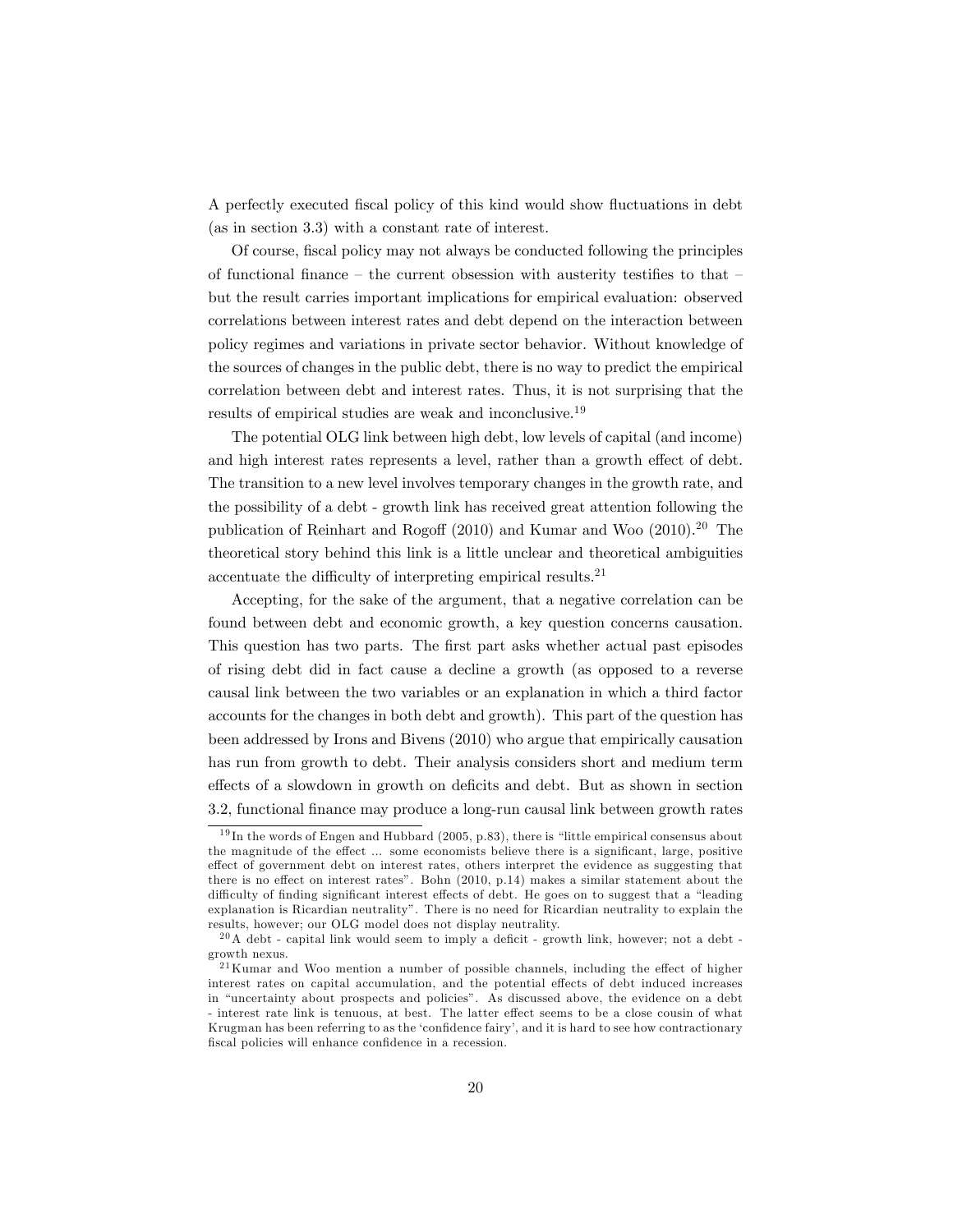A perfectly executed fiscal policy of this kind would show fluctuations in debt (as in section 3.3) with a constant rate of interest.

Of course, fiscal policy may not always be conducted following the principles of functional finance – the current obsession with austerity testifies to that – but the result carries important implications for empirical evaluation: observed correlations between interest rates and debt depend on the interaction between policy regimes and variations in private sector behavior. Without knowledge of the sources of changes in the public debt, there is no way to predict the empirical correlation between debt and interest rates. Thus, it is not surprising that the results of empirical studies are weak and inconclusive.[19]

The potential OLG link between high debt, low levels of capital (and income) and high interest rates represents a level, rather than a growth effect of debt. The transition to a new level involves temporary changes in the growth rate, and the possibility of a debt - growth link has received great attention following the publication of Reinhart and Rogoff (2010) and Kumar and Woo (2010).[20] The theoretical story behind this link is a little unclear and theoretical ambiguities accentuate the difficulty of interpreting empirical results.[21]

Accepting, for the sake of the argument, that a negative correlation can be found between debt and economic growth, a key question concerns causation. This question has two parts. The first part asks whether actual past episodes of rising debt did in fact cause a decline a growth (as opposed to a reverse causal link between the two variables or an explanation in which a third factor accounts for the changes in both debt and growth). This part of the question has been addressed by Irons and Bivens (2010) who argue that empirically causation has run from growth to debt. Their analysis considers short and medium term effects of a slowdown in growth on deficits and debt. But as shown in section 3.2, functional finance may produce a long-run causal link between growth rates

[19] In the words of Engen and Hubbard (2005, p.83), there is "little empirical consensus about the magnitude of the effect ... some economists believe there is a significant, large, positive effect of government debt on interest rates, others interpret the evidence as suggesting that there is no effect on interest rates". Bohn (2010, p.14) makes a similar statement about the difficulty of finding significant interest effects of debt. He goes on to suggest that a "leading explanation is Ricardian neutrality". There is no need for Ricardian neutrality to explain the results, however; our OLG model does not display neutrality.

[20] A debt - capital link would seem to imply a deficit - growth link, however; not a debt - growth nexus.

[21] Kumar and Woo mention a number of possible channels, including the effect of higher interest rates on capital accumulation, and the potential effects of debt induced increases in "uncertainty about prospects and policies". As discussed above, the evidence on a debt - interest rate link is tenuous, at best. The latter effect seems to be a close cousin of what Krugman has been referring to as the 'confidence fairy', and it is hard to see how contractionary fiscal policies will enhance confidence in a recession.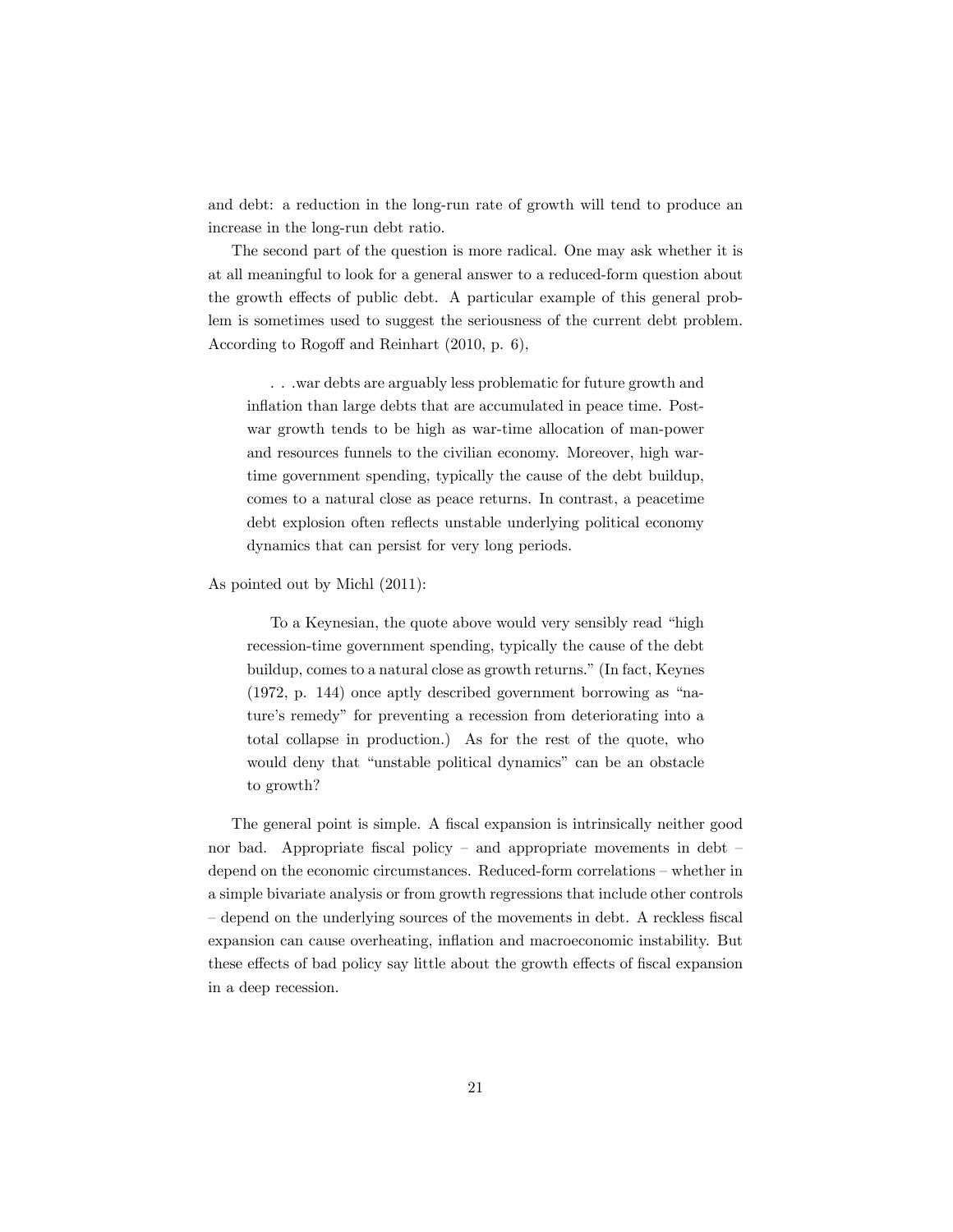and debt: a reduction in the long-run rate of growth will tend to produce an increase in the long-run debt ratio.

The second part of the question is more radical. One may ask whether it is at all meaningful to look for a general answer to a reduced-form question about the growth effects of public debt. A particular example of this general problem is sometimes used to suggest the seriousness of the current debt problem. According to Rogoff and Reinhart (2010, p. 6),

> . . .war debts are arguably less problematic for future growth and inflation than large debts that are accumulated in peace time. Post-war growth tends to be high as war-time allocation of man-power and resources funnels to the civilian economy. Moreover, high war-time government spending, typically the cause of the debt buildup, comes to a natural close as peace returns. In contrast, a peacetime debt explosion often reflects unstable underlying political economy dynamics that can persist for very long periods.

As pointed out by Michl (2011):

> To a Keynesian, the quote above would very sensibly read "high recession-time government spending, typically the cause of the debt buildup, comes to a natural close as growth returns." (In fact, Keynes (1972, p. 144) once aptly described government borrowing as "nature's remedy" for preventing a recession from deteriorating into a total collapse in production.) As for the rest of the quote, who would deny that "unstable political dynamics" can be an obstacle to growth?

The general point is simple. A fiscal expansion is intrinsically neither good nor bad. Appropriate fiscal policy – and appropriate movements in debt – depend on the economic circumstances. Reduced-form correlations – whether in a simple bivariate analysis or from growth regressions that include other controls – depend on the underlying sources of the movements in debt. A reckless fiscal expansion can cause overheating, inflation and macroeconomic instability. But these effects of bad policy say little about the growth effects of fiscal expansion in a deep recession.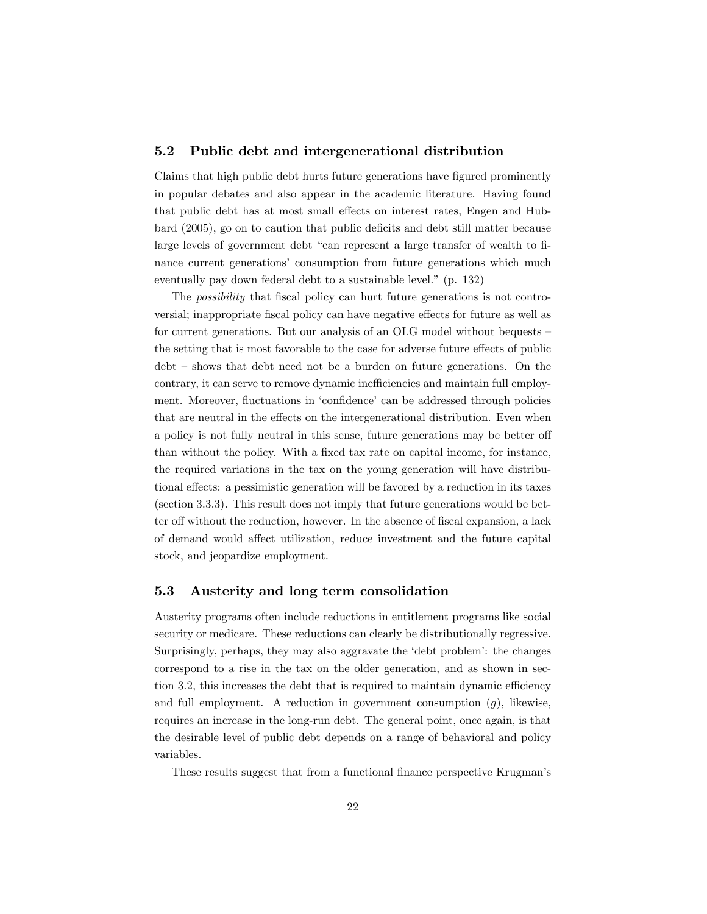## 5.2 Public debt and intergenerational distribution

Claims that high public debt hurts future generations have figured prominently in popular debates and also appear in the academic literature. Having found that public debt has at most small effects on interest rates, Engen and Hubbard (2005), go on to caution that public deficits and debt still matter because large levels of government debt "can represent a large transfer of wealth to finance current generations' consumption from future generations which much eventually pay down federal debt to a sustainable level." (p. 132)

The *possibility* that fiscal policy can hurt future generations is not controversial; inappropriate fiscal policy can have negative effects for future as well as for current generations. But our analysis of an OLG model without bequests – the setting that is most favorable to the case for adverse future effects of public debt – shows that debt need not be a burden on future generations. On the contrary, it can serve to remove dynamic inefficiencies and maintain full employment. Moreover, fluctuations in 'confidence' can be addressed through policies that are neutral in the effects on the intergenerational distribution. Even when a policy is not fully neutral in this sense, future generations may be better off than without the policy. With a fixed tax rate on capital income, for instance, the required variations in the tax on the young generation will have distributional effects: a pessimistic generation will be favored by a reduction in its taxes (section 3.3.3). This result does not imply that future generations would be better off without the reduction, however. In the absence of fiscal expansion, a lack of demand would affect utilization, reduce investment and the future capital stock, and jeopardize employment.

## 5.3 Austerity and long term consolidation

Austerity programs often include reductions in entitlement programs like social security or medicare. These reductions can clearly be distributionally regressive. Surprisingly, perhaps, they may also aggravate the 'debt problem': the changes correspond to a rise in the tax on the older generation, and as shown in section 3.2, this increases the debt that is required to maintain dynamic efficiency and full employment. A reduction in government consumption ($g$), likewise, requires an increase in the long-run debt. The general point, once again, is that the desirable level of public debt depends on a range of behavioral and policy variables.

These results suggest that from a functional finance perspective Krugman's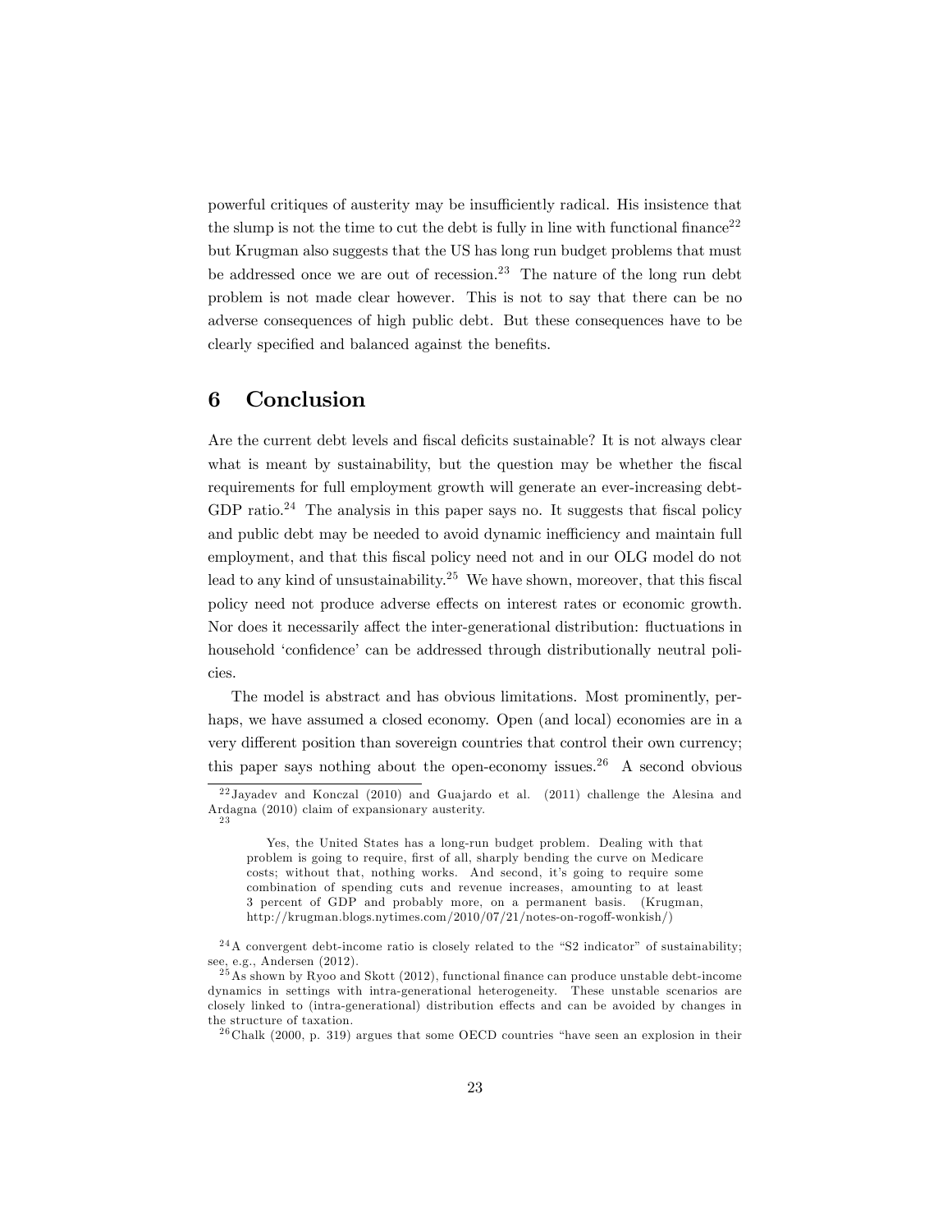powerful critiques of austerity may be insufficiently radical. His insistence that the slump is not the time to cut the debt is fully in line with functional finance[22] but Krugman also suggests that the US has long run budget problems that must be addressed once we are out of recession.[23] The nature of the long run debt problem is not made clear however. This is not to say that there can be no adverse consequences of high public debt. But these consequences have to be clearly specified and balanced against the benefits.

## 6 Conclusion

Are the current debt levels and fiscal deficits sustainable? It is not always clear what is meant by sustainability, but the question may be whether the fiscal requirements for full employment growth will generate an ever-increasing debt-GDP ratio.[24] The analysis in this paper says no. It suggests that fiscal policy and public debt may be needed to avoid dynamic inefficiency and maintain full employment, and that this fiscal policy need not and in our OLG model do not lead to any kind of unsustainability.[25] We have shown, moreover, that this fiscal policy need not produce adverse effects on interest rates or economic growth. Nor does it necessarily affect the inter-generational distribution: fluctuations in household 'confidence' can be addressed through distributionally neutral policies.

The model is abstract and has obvious limitations. Most prominently, perhaps, we have assumed a closed economy. Open (and local) economies are in a very different position than sovereign countries that control their own currency; this paper says nothing about the open-economy issues.[26] A second obvious

---

[22] Jayadev and Konczal (2010) and Guajardo et al. (2011) challenge the Alesina and Ardagna (2010) claim of expansionary austerity.

[23]

> Yes, the United States has a long-run budget problem. Dealing with that problem is going to require, first of all, sharply bending the curve on Medicare costs; without that, nothing works. And second, it's going to require some combination of spending cuts and revenue increases, amounting to at least 3 percent of GDP and probably more, on a permanent basis. (Krugman, http://krugman.blogs.nytimes.com/2010/07/21/notes-on-rogoff-wonkish/)

[24] A convergent debt-income ratio is closely related to the "S2 indicator" of sustainability; see, e.g., Andersen (2012).

[25] As shown by Ryoo and Skott (2012), functional finance can produce unstable debt-income dynamics in settings with intra-generational heterogeneity. These unstable scenarios are closely linked to (intra-generational) distribution effects and can be avoided by changes in the structure of taxation.

[26] Chalk (2000, p. 319) argues that some OECD countries "have seen an explosion in their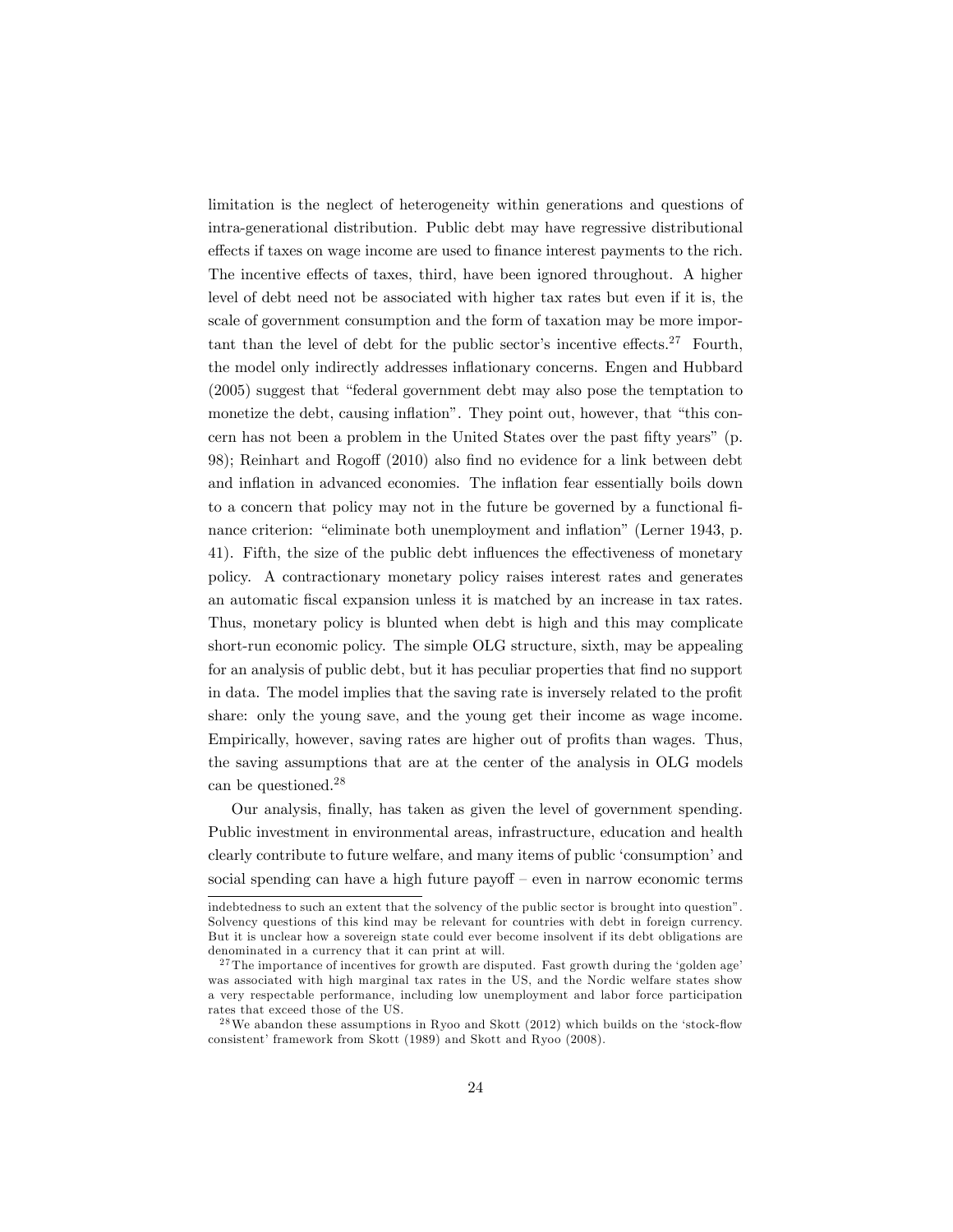limitation is the neglect of heterogeneity within generations and questions of intra-generational distribution. Public debt may have regressive distributional effects if taxes on wage income are used to finance interest payments to the rich. The incentive effects of taxes, third, have been ignored throughout. A higher level of debt need not be associated with higher tax rates but even if it is, the scale of government consumption and the form of taxation may be more important than the level of debt for the public sector's incentive effects.[27] Fourth, the model only indirectly addresses inflationary concerns. Engen and Hubbard (2005) suggest that "federal government debt may also pose the temptation to monetize the debt, causing inflation". They point out, however, that "this concern has not been a problem in the United States over the past fifty years" (p. 98); Reinhart and Rogoff (2010) also find no evidence for a link between debt and inflation in advanced economies. The inflation fear essentially boils down to a concern that policy may not in the future be governed by a functional finance criterion: "eliminate both unemployment and inflation" (Lerner 1943, p. 41). Fifth, the size of the public debt influences the effectiveness of monetary policy. A contractionary monetary policy raises interest rates and generates an automatic fiscal expansion unless it is matched by an increase in tax rates. Thus, monetary policy is blunted when debt is high and this may complicate short-run economic policy. The simple OLG structure, sixth, may be appealing for an analysis of public debt, but it has peculiar properties that find no support in data. The model implies that the saving rate is inversely related to the profit share: only the young save, and the young get their income as wage income. Empirically, however, saving rates are higher out of profits than wages. Thus, the saving assumptions that are at the center of the analysis in OLG models can be questioned.[28]

Our analysis, finally, has taken as given the level of government spending. Public investment in environmental areas, infrastructure, education and health clearly contribute to future welfare, and many items of public 'consumption' and social spending can have a high future payoff – even in narrow economic terms

indebtedness to such an extent that the solvency of the public sector is brought into question". Solvency questions of this kind may be relevant for countries with debt in foreign currency. But it is unclear how a sovereign state could ever become insolvent if its debt obligations are denominated in a currency that it can print at will.

[27] The importance of incentives for growth are disputed. Fast growth during the 'golden age' was associated with high marginal tax rates in the US, and the Nordic welfare states show a very respectable performance, including low unemployment and labor force participation rates that exceed those of the US.

[28] We abandon these assumptions in Ryoo and Skott (2012) which builds on the 'stock-flow consistent' framework from Skott (1989) and Skott and Ryoo (2008).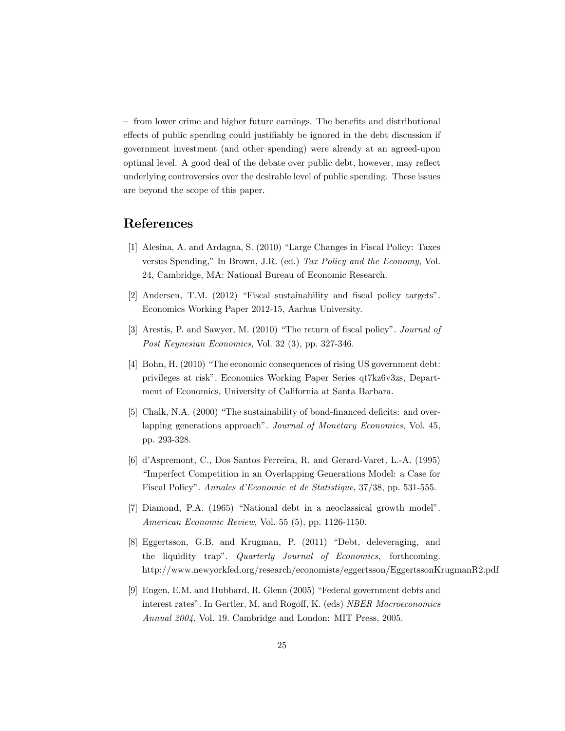– from lower crime and higher future earnings. The benefits and distributional effects of public spending could justifiably be ignored in the debt discussion if government investment (and other spending) were already at an agreed-upon optimal level. A good deal of the debate over public debt, however, may reflect underlying controversies over the desirable level of public spending. These issues are beyond the scope of this paper.

## References

[1] Alesina, A. and Ardagna, S. (2010) "Large Changes in Fiscal Policy: Taxes versus Spending," In Brown, J.R. (ed.) *Tax Policy and the Economy*, Vol. 24, Cambridge, MA: National Bureau of Economic Research.

[2] Andersen, T.M. (2012) "Fiscal sustainability and fiscal policy targets". Economics Working Paper 2012-15, Aarhus University.

[3] Arestis, P. and Sawyer, M. (2010) "The return of fiscal policy". *Journal of Post Keynesian Economics*, Vol. 32 (3), pp. 327-346.

[4] Bohn, H. (2010) "The economic consequences of rising US government debt: privileges at risk". Economics Working Paper Series qt7kz6v3zs, Department of Economics, University of California at Santa Barbara.

[5] Chalk, N.A. (2000) "The sustainability of bond-financed deficits: and overlapping generations approach". *Journal of Monetary Economics*, Vol. 45, pp. 293-328.

[6] d'Aspremont, C., Dos Santos Ferreira, R. and Gerard-Varet, L.-A. (1995) "Imperfect Competition in an Overlapping Generations Model: a Case for Fiscal Policy". *Annales d'Economie et de Statistique*, 37/38, pp. 531-555.

[7] Diamond, P.A. (1965) "National debt in a neoclassical growth model". *American Economic Review*, Vol. 55 (5), pp. 1126-1150.

[8] Eggertsson, G.B. and Krugman, P. (2011) "Debt, deleveraging, and the liquidity trap". *Quarterly Journal of Economics*, forthcoming. http://www.newyorkfed.org/research/economists/eggertsson/EggertssonKrugmanR2.pdf

[9] Engen, E.M. and Hubbard, R. Glenn (2005) "Federal government debts and interest rates". In Gertler, M. and Rogoff, K. (eds) *NBER Macroeconomics Annual 2004*, Vol. 19. Cambridge and London: MIT Press, 2005.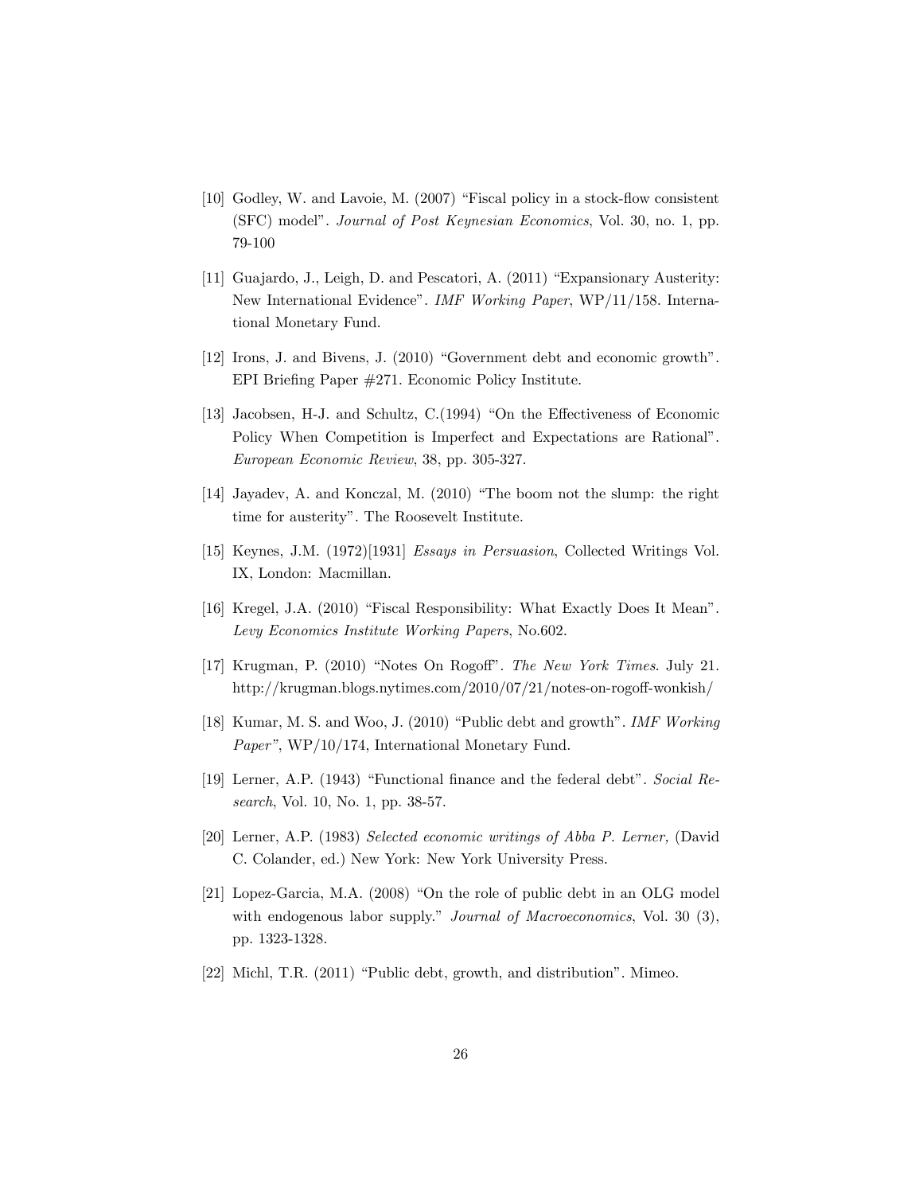[10] Godley, W. and Lavoie, M. (2007) "Fiscal policy in a stock-flow consistent (SFC) model". *Journal of Post Keynesian Economics*, Vol. 30, no. 1, pp. 79-100

[11] Guajardo, J., Leigh, D. and Pescatori, A. (2011) "Expansionary Austerity: New International Evidence". *IMF Working Paper*, WP/11/158. International Monetary Fund.

[12] Irons, J. and Bivens, J. (2010) "Government debt and economic growth". EPI Briefing Paper #271. Economic Policy Institute.

[13] Jacobsen, H-J. and Schultz, C.(1994) "On the Effectiveness of Economic Policy When Competition is Imperfect and Expectations are Rational". *European Economic Review*, 38, pp. 305-327.

[14] Jayadev, A. and Konczal, M. (2010) "The boom not the slump: the right time for austerity". The Roosevelt Institute.

[15] Keynes, J.M. (1972)[1931] *Essays in Persuasion*, Collected Writings Vol. IX, London: Macmillan.

[16] Kregel, J.A. (2010) "Fiscal Responsibility: What Exactly Does It Mean". *Levy Economics Institute Working Papers*, No.602.

[17] Krugman, P. (2010) "Notes On Rogoff". *The New York Times*. July 21. http://krugman.blogs.nytimes.com/2010/07/21/notes-on-rogoff-wonkish/

[18] Kumar, M. S. and Woo, J. (2010) "Public debt and growth". *IMF Working Paper"*, WP/10/174, International Monetary Fund.

[19] Lerner, A.P. (1943) "Functional finance and the federal debt". *Social Research*, Vol. 10, No. 1, pp. 38-57.

[20] Lerner, A.P. (1983) *Selected economic writings of Abba P. Lerner,* (David C. Colander, ed.) New York: New York University Press.

[21] Lopez-Garcia, M.A. (2008) "On the role of public debt in an OLG model with endogenous labor supply." *Journal of Macroeconomics*, Vol. 30 (3), pp. 1323-1328.

[22] Michl, T.R. (2011) "Public debt, growth, and distribution". Mimeo.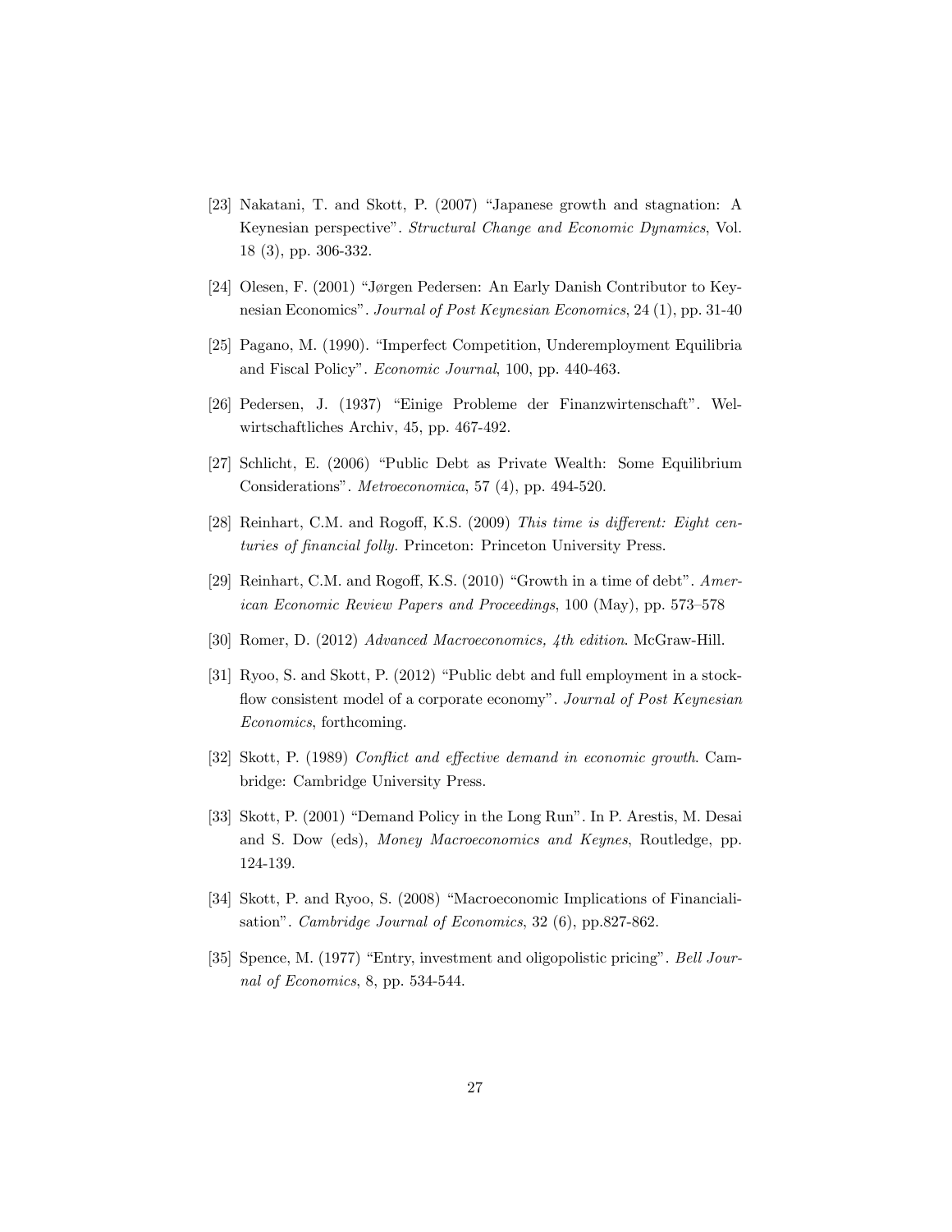[23] Nakatani, T. and Skott, P. (2007) “Japanese growth and stagnation: A Keynesian perspective”. *Structural Change and Economic Dynamics*, Vol. 18 (3), pp. 306-332.

[24] Olesen, F. (2001) “Jørgen Pedersen: An Early Danish Contributor to Keynesian Economics”. *Journal of Post Keynesian Economics*, 24 (1), pp. 31-40

[25] Pagano, M. (1990). “Imperfect Competition, Underemployment Equilibria and Fiscal Policy”. *Economic Journal*, 100, pp. 440-463.

[26] Pedersen, J. (1937) “Einige Probleme der Finanzwirtenschaft”. Welwirtschaftliches Archiv, 45, pp. 467-492.

[27] Schlicht, E. (2006) “Public Debt as Private Wealth: Some Equilibrium Considerations”. *Metroeconomica*, 57 (4), pp. 494-520.

[28] Reinhart, C.M. and Rogoff, K.S. (2009) *This time is different: Eight centuries of financial folly.* Princeton: Princeton University Press.

[29] Reinhart, C.M. and Rogoff, K.S. (2010) “Growth in a time of debt”. *American Economic Review Papers and Proceedings*, 100 (May), pp. 573–578

[30] Romer, D. (2012) *Advanced Macroeconomics, 4th edition*. McGraw-Hill.

[31] Ryoo, S. and Skott, P. (2012) “Public debt and full employment in a stock-flow consistent model of a corporate economy”. *Journal of Post Keynesian Economics*, forthcoming.

[32] Skott, P. (1989) *Conflict and effective demand in economic growth*. Cambridge: Cambridge University Press.

[33] Skott, P. (2001) “Demand Policy in the Long Run”. In P. Arestis, M. Desai and S. Dow (eds), *Money Macroeconomics and Keynes*, Routledge, pp. 124-139.

[34] Skott, P. and Ryoo, S. (2008) “Macroeconomic Implications of Financialisation”. *Cambridge Journal of Economics*, 32 (6), pp.827-862.

[35] Spence, M. (1977) “Entry, investment and oligopolistic pricing”. *Bell Journal of Economics*, 8, pp. 534-544.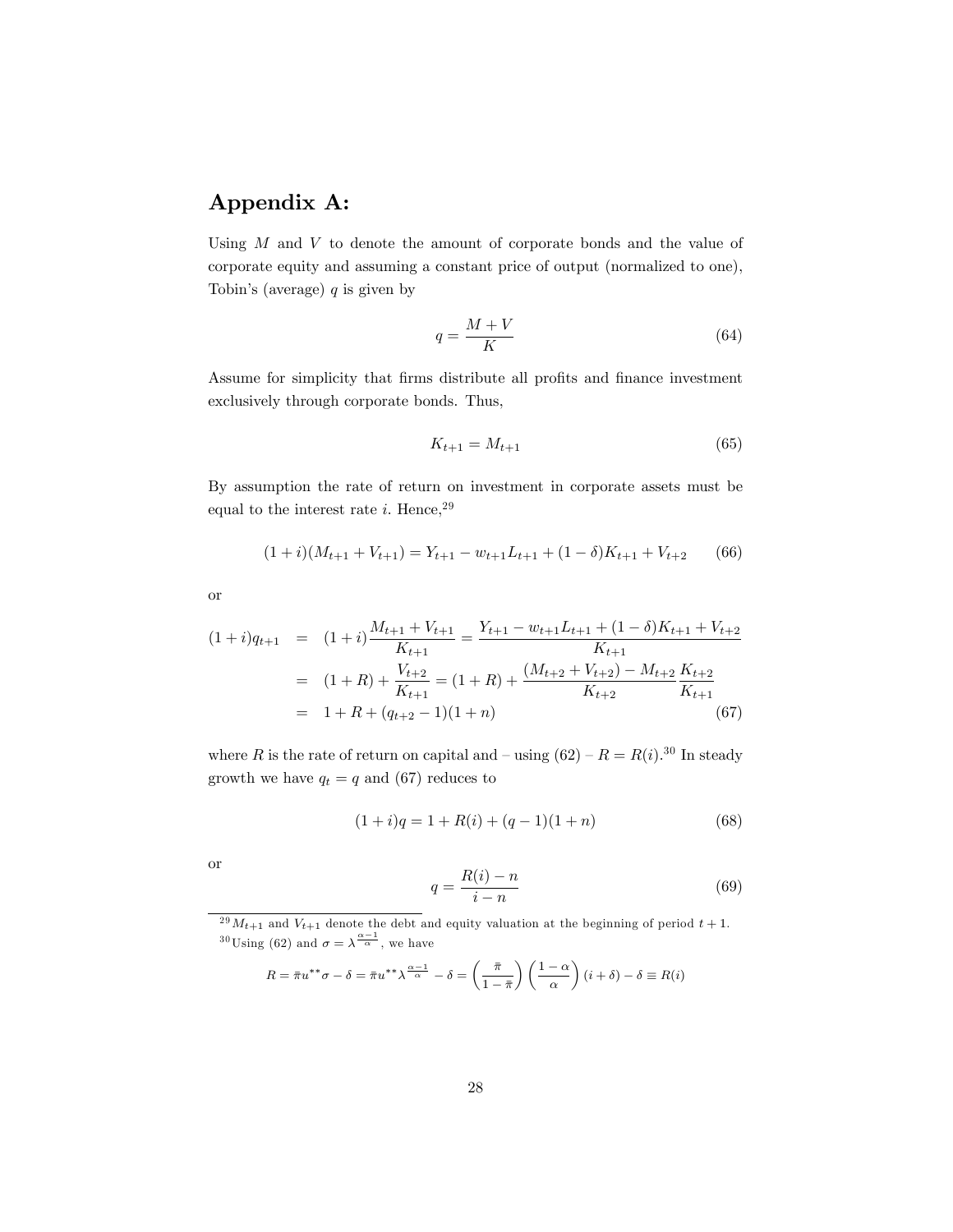## Appendix A:

Using $M$ and $V$ to denote the amount of corporate bonds and the value of corporate equity and assuming a constant price of output (normalized to one), Tobin's (average) $q$ is given by

$$q = \frac{M + V}{K} \tag{64}$$

Assume for simplicity that firms distribute all profits and finance investment exclusively through corporate bonds. Thus,

$$K_{t+1} = M_{t+1} \tag{65}$$

By assumption the rate of return on investment in corporate assets must be equal to the interest rate $i$. Hence,[29]

$$(1 + i)(M_{t+1} + V_{t+1}) = Y_{t+1} - w_{t+1}L_{t+1} + (1 - \delta)K_{t+1} + V_{t+2} \tag{66}$$

or

$$\begin{aligned}
(1 + i)q_{t+1} &= (1 + i)\frac{M_{t+1} + V_{t+1}}{K_{t+1}} = \frac{Y_{t+1} - w_{t+1}L_{t+1} + (1 - \delta)K_{t+1} + V_{t+2}}{K_{t+1}} \\
&= (1 + R) + \frac{V_{t+2}}{K_{t+1}} = (1 + R) + \frac{(M_{t+2} + V_{t+2}) - M_{t+2}}{K_{t+2}}\frac{K_{t+2}}{K_{t+1}} \\
&= 1 + R + (q_{t+2} - 1)(1 + n)
\end{aligned} \tag{67}$$

where $R$ is the rate of return on capital and – using (62) – $R = R(i)$.[30] In steady growth we have $q_t = q$ and (67) reduces to

$$(1 + i)q = 1 + R(i) + (q - 1)(1 + n) \tag{68}$$

or

$$q = \frac{R(i) - n}{i - n} \tag{69}$$

[29] $M_{t+1}$ and $V_{t+1}$ denote the debt and equity valuation at the beginning of period $t + 1$.

[30] Using (62) and $\sigma = \lambda^{\frac{\alpha-1}{\alpha}}$, we have

$$R = \bar{\pi}u^{**}\sigma - \delta = \bar{\pi}u^{**}\lambda^{\frac{\alpha-1}{\alpha}} - \delta = \left(\frac{\bar{\pi}}{1 - \bar{\pi}}\right)\left(\frac{1 - \alpha}{\alpha}\right)(i + \delta) - \delta \equiv R(i)$$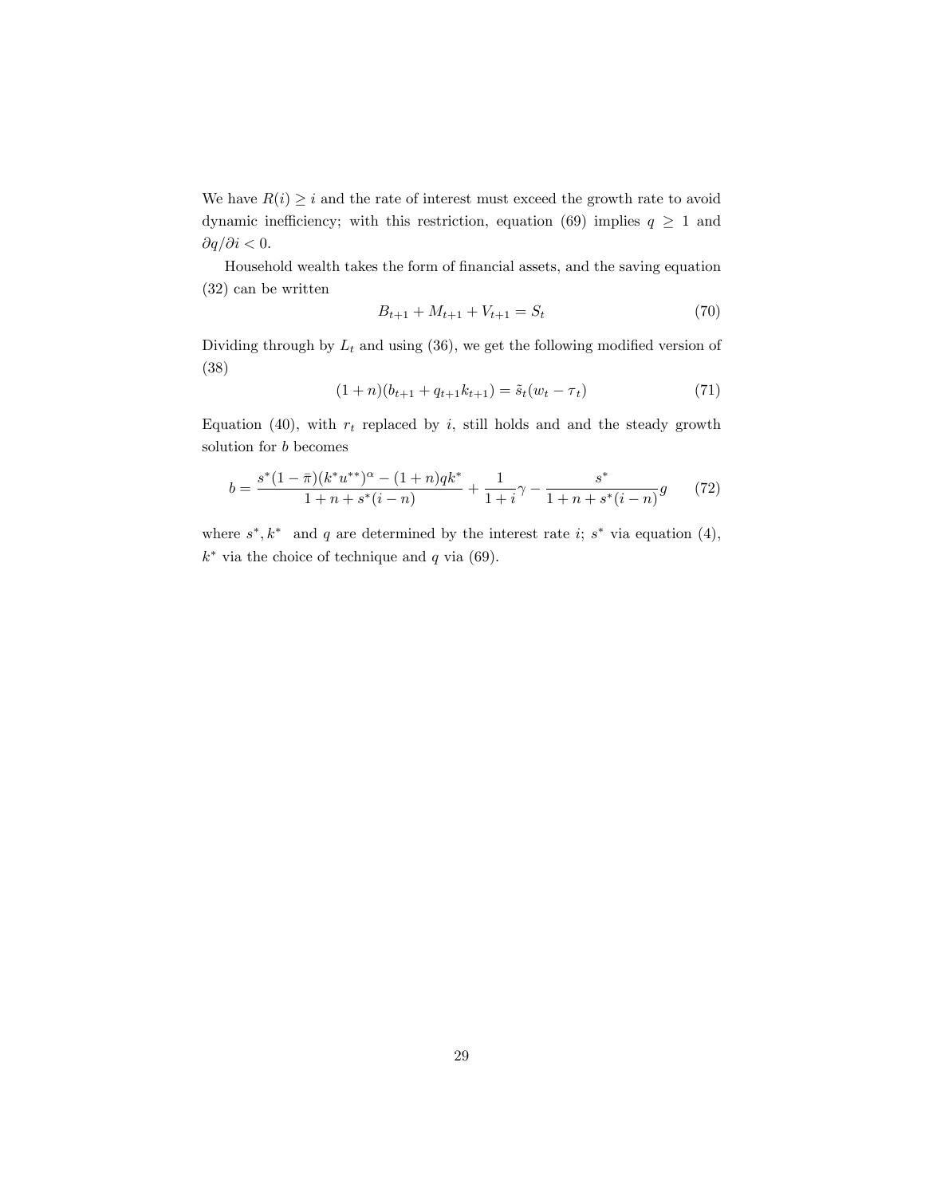We have $R(i) \geq i$ and the rate of interest must exceed the growth rate to avoid dynamic inefficiency; with this restriction, equation (69) implies $q \geq 1$ and $\partial q / \partial i < 0$.

Household wealth takes the form of financial assets, and the saving equation (32) can be written

$$B_{t+1} + M_{t+1} + V_{t+1} = S_t \tag{70}$$

Dividing through by $L_t$ and using (36), we get the following modified version of (38)

$$(1+n)(b_{t+1} + q_{t+1}k_{t+1}) = \tilde{s}_t(w_t - \tau_t) \tag{71}$$

Equation (40), with $r_t$ replaced by $i$, still holds and and the steady growth solution for $b$ becomes

$$b = \frac{s^*(1-\bar{\pi})(k^* u^{**})^\alpha - (1+n)qk^*}{1+n+s^*(i-n)} + \frac{1}{1+i}\gamma - \frac{s^*}{1+n+s^*(i-n)}g \tag{72}$$

where $s^*, k^*$ and $q$ are determined by the interest rate $i$; $s^*$ via equation (4), $k^*$ via the choice of technique and $q$ via (69).